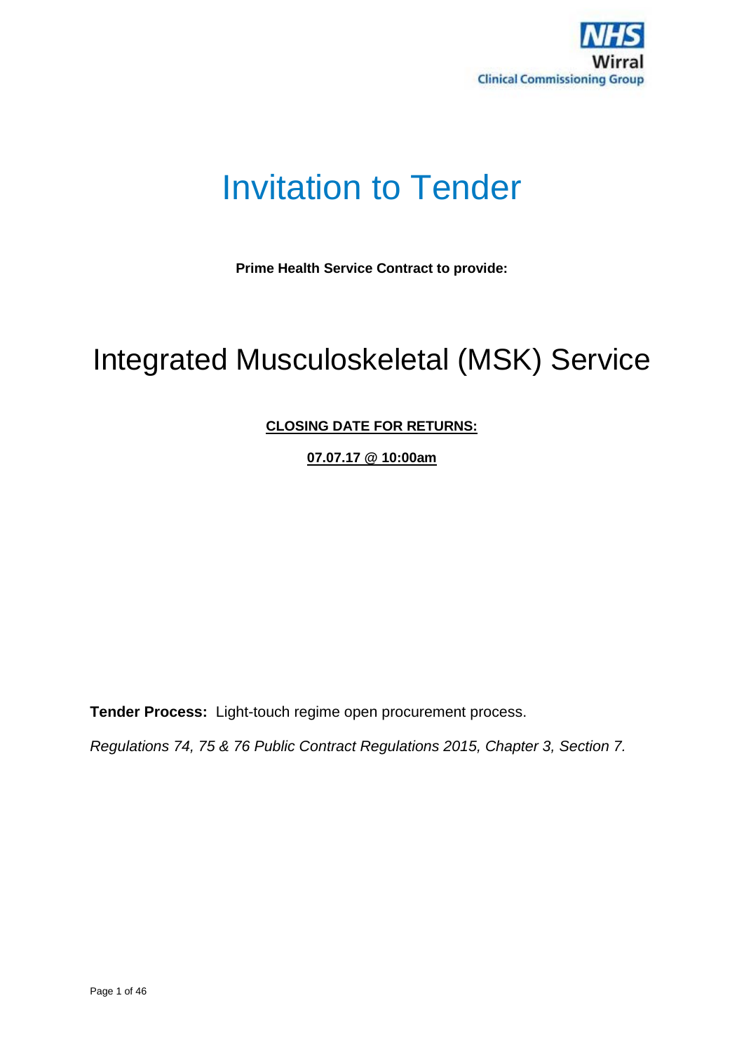NHS Wirral Clinical Commissioning Group

# Invitation to Tender

**Prime Health Service Contract to provide:**

# Integrated Musculoskeletal (MSK) Service

**CLOSING DATE FOR RETURNS:**

**07.07.17 @ 10:00am**

**Tender Process:** Light-touch regime open procurement process.

*Regulations 74, 75 & 76 Public Contract Regulations 2015, Chapter 3, Section 7.*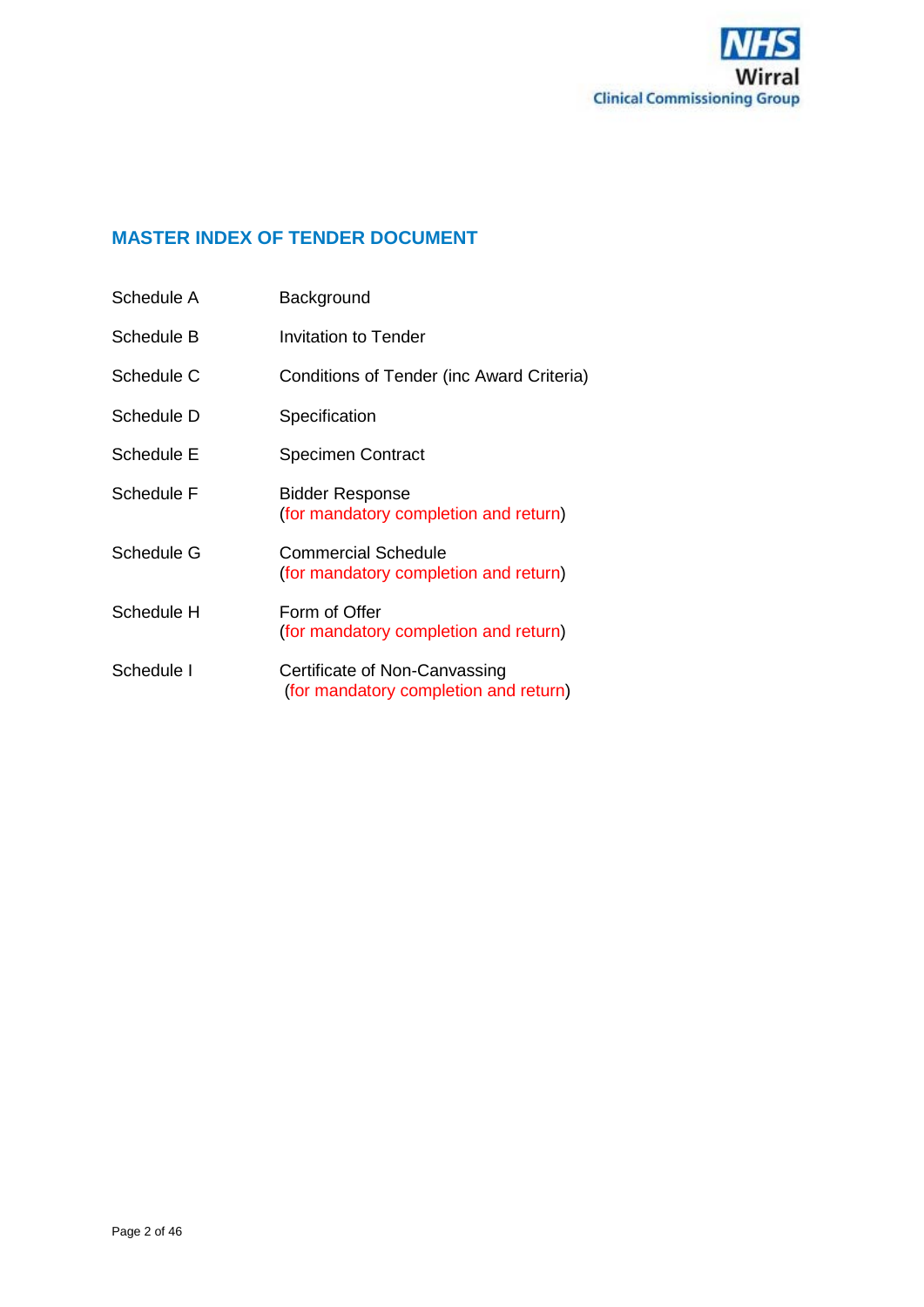## MASTER INDEX OF TENDER DOCUMENT

| | |
|---|---|
| Schedule A | Background |
| Schedule B | Invitation to Tender |
| Schedule C | Conditions of Tender (inc Award Criteria) |
| Schedule D | Specification |
| Schedule E | Specimen Contract |
| Schedule F | Bidder Response (for mandatory completion and return) |
| Schedule G | Commercial Schedule (for mandatory completion and return) |
| Schedule H | Form of Offer (for mandatory completion and return) |
| Schedule I | Certificate of Non-Canvassing (for mandatory completion and return) |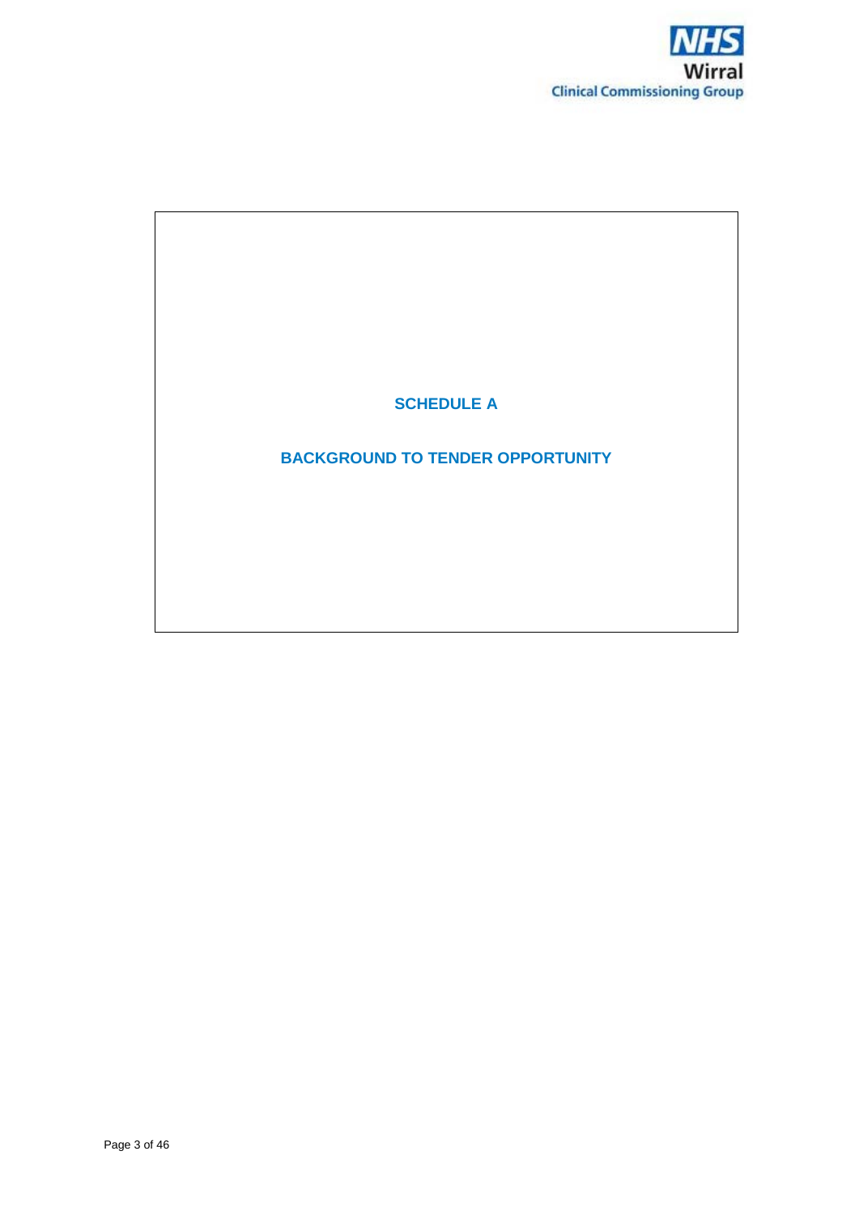# SCHEDULE A

## BACKGROUND TO TENDER OPPORTUNITY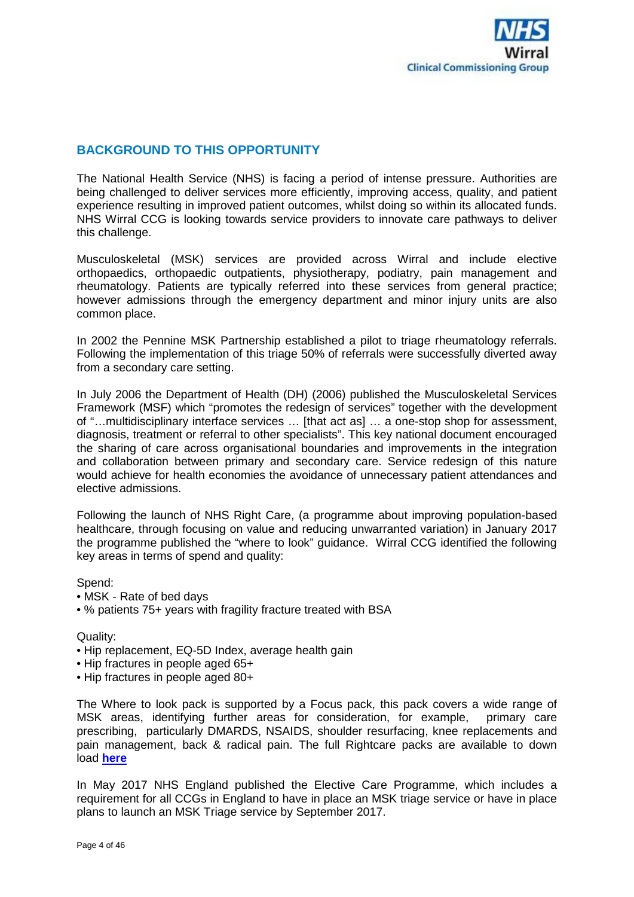## BACKGROUND TO THIS OPPORTUNITY

The National Health Service (NHS) is facing a period of intense pressure. Authorities are being challenged to deliver services more efficiently, improving access, quality, and patient experience resulting in improved patient outcomes, whilst doing so within its allocated funds. NHS Wirral CCG is looking towards service providers to innovate care pathways to deliver this challenge.

Musculoskeletal (MSK) services are provided across Wirral and include elective orthopaedics, orthopaedic outpatients, physiotherapy, podiatry, pain management and rheumatology. Patients are typically referred into these services from general practice; however admissions through the emergency department and minor injury units are also common place.

In 2002 the Pennine MSK Partnership established a pilot to triage rheumatology referrals. Following the implementation of this triage 50% of referrals were successfully diverted away from a secondary care setting.

In July 2006 the Department of Health (DH) (2006) published the Musculoskeletal Services Framework (MSF) which "promotes the redesign of services" together with the development of "…multidisciplinary interface services … [that act as] … a one-stop shop for assessment, diagnosis, treatment or referral to other specialists". This key national document encouraged the sharing of care across organisational boundaries and improvements in the integration and collaboration between primary and secondary care. Service redesign of this nature would achieve for health economies the avoidance of unnecessary patient attendances and elective admissions.

Following the launch of NHS Right Care, (a programme about improving population-based healthcare, through focusing on value and reducing unwarranted variation) in January 2017 the programme published the "where to look" guidance. Wirral CCG identified the following key areas in terms of spend and quality:

Spend:

- MSK - Rate of bed days
- % patients 75+ years with fragility fracture treated with BSA

Quality:

- Hip replacement, EQ-5D Index, average health gain
- Hip fractures in people aged 65+
- Hip fractures in people aged 80+

The Where to look pack is supported by a Focus pack, this pack covers a wide range of MSK areas, identifying further areas for consideration, for example, primary care prescribing, particularly DMARDS, NSAIDS, shoulder resurfacing, knee replacements and pain management, back & radical pain. The full Rightcare packs are available to down load **here**

In May 2017 NHS England published the Elective Care Programme, which includes a requirement for all CCGs in England to have in place an MSK triage service or have in place plans to launch an MSK Triage service by September 2017.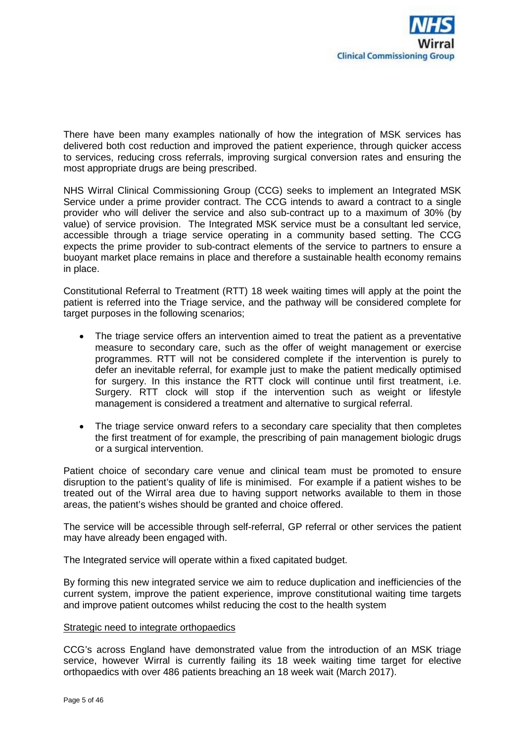There have been many examples nationally of how the integration of MSK services has delivered both cost reduction and improved the patient experience, through quicker access to services, reducing cross referrals, improving surgical conversion rates and ensuring the most appropriate drugs are being prescribed.

NHS Wirral Clinical Commissioning Group (CCG) seeks to implement an Integrated MSK Service under a prime provider contract. The CCG intends to award a contract to a single provider who will deliver the service and also sub-contract up to a maximum of 30% (by value) of service provision. The Integrated MSK service must be a consultant led service, accessible through a triage service operating in a community based setting. The CCG expects the prime provider to sub-contract elements of the service to partners to ensure a buoyant market place remains in place and therefore a sustainable health economy remains in place.

Constitutional Referral to Treatment (RTT) 18 week waiting times will apply at the point the patient is referred into the Triage service, and the pathway will be considered complete for target purposes in the following scenarios;

- The triage service offers an intervention aimed to treat the patient as a preventative measure to secondary care, such as the offer of weight management or exercise programmes. RTT will not be considered complete if the intervention is purely to defer an inevitable referral, for example just to make the patient medically optimised for surgery. In this instance the RTT clock will continue until first treatment, i.e. Surgery. RTT clock will stop if the intervention such as weight or lifestyle management is considered a treatment and alternative to surgical referral.
- The triage service onward refers to a secondary care speciality that then completes the first treatment of for example, the prescribing of pain management biologic drugs or a surgical intervention.

Patient choice of secondary care venue and clinical team must be promoted to ensure disruption to the patient's quality of life is minimised. For example if a patient wishes to be treated out of the Wirral area due to having support networks available to them in those areas, the patient's wishes should be granted and choice offered.

The service will be accessible through self-referral, GP referral or other services the patient may have already been engaged with.

The Integrated service will operate within a fixed capitated budget.

By forming this new integrated service we aim to reduce duplication and inefficiencies of the current system, improve the patient experience, improve constitutional waiting time targets and improve patient outcomes whilst reducing the cost to the health system

<u>Strategic need to integrate orthopaedics</u>

CCG's across England have demonstrated value from the introduction of an MSK triage service, however Wirral is currently failing its 18 week waiting time target for elective orthopaedics with over 486 patients breaching an 18 week wait (March 2017).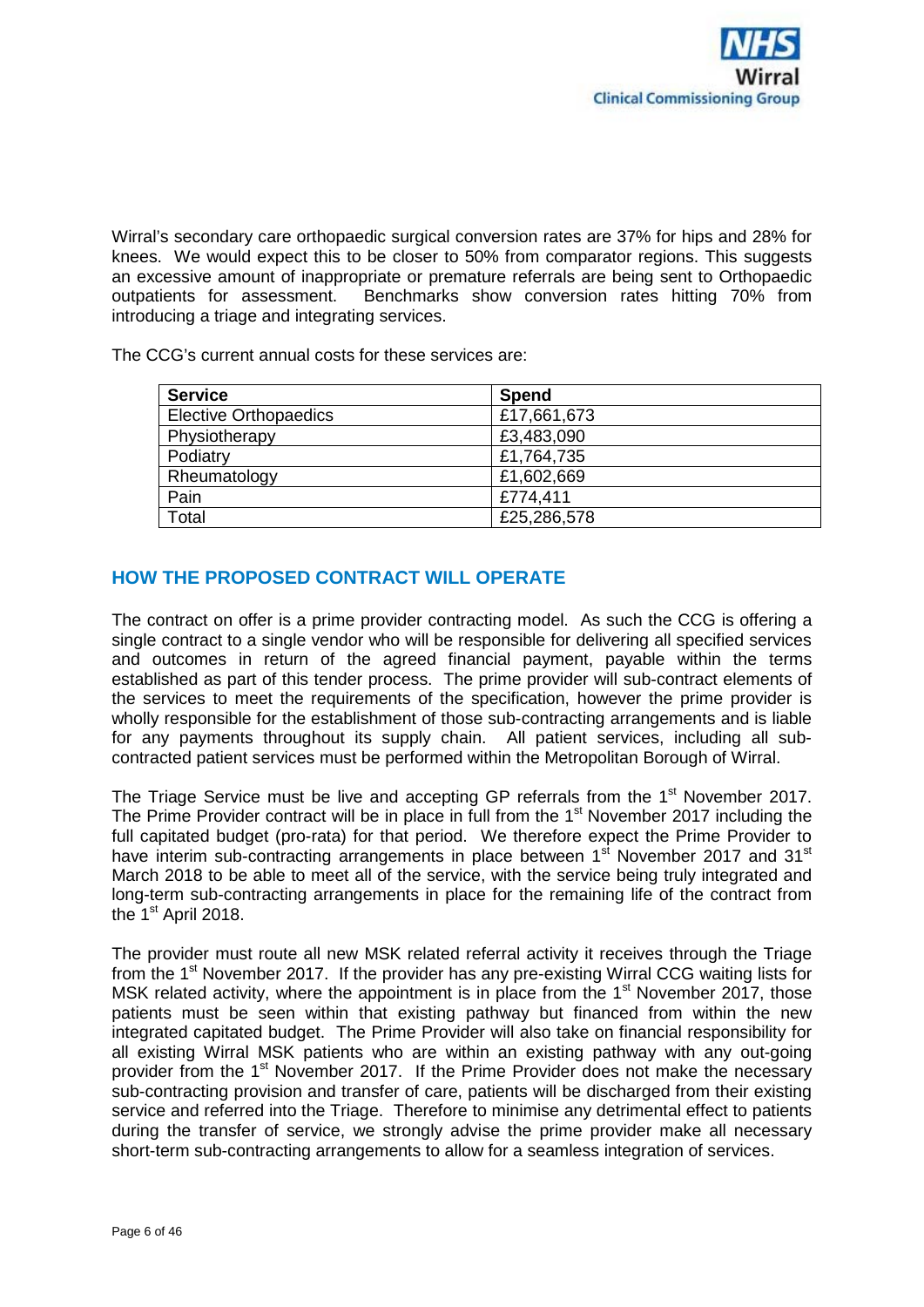Wirral's secondary care orthopaedic surgical conversion rates are 37% for hips and 28% for knees. We would expect this to be closer to 50% from comparator regions. This suggests an excessive amount of inappropriate or premature referrals are being sent to Orthopaedic outpatients for assessment. Benchmarks show conversion rates hitting 70% from introducing a triage and integrating services.

The CCG's current annual costs for these services are:

| Service | Spend |
| --- | --- |
| Elective Orthopaedics | £17,661,673 |
| Physiotherapy | £3,483,090 |
| Podiatry | £1,764,735 |
| Rheumatology | £1,602,669 |
| Pain | £774,411 |
| Total | £25,286,578 |

## HOW THE PROPOSED CONTRACT WILL OPERATE

The contract on offer is a prime provider contracting model. As such the CCG is offering a single contract to a single vendor who will be responsible for delivering all specified services and outcomes in return of the agreed financial payment, payable within the terms established as part of this tender process. The prime provider will sub-contract elements of the services to meet the requirements of the specification, however the prime provider is wholly responsible for the establishment of those sub-contracting arrangements and is liable for any payments throughout its supply chain. All patient services, including all sub-contracted patient services must be performed within the Metropolitan Borough of Wirral.

The Triage Service must be live and accepting GP referrals from the 1st November 2017. The Prime Provider contract will be in place in full from the 1st November 2017 including the full capitated budget (pro-rata) for that period. We therefore expect the Prime Provider to have interim sub-contracting arrangements in place between 1st November 2017 and 31st March 2018 to be able to meet all of the service, with the service being truly integrated and long-term sub-contracting arrangements in place for the remaining life of the contract from the 1st April 2018.

The provider must route all new MSK related referral activity it receives through the Triage from the 1st November 2017. If the provider has any pre-existing Wirral CCG waiting lists for MSK related activity, where the appointment is in place from the 1st November 2017, those patients must be seen within that existing pathway but financed from within the new integrated capitated budget. The Prime Provider will also take on financial responsibility for all existing Wirral MSK patients who are within an existing pathway with any out-going provider from the 1st November 2017. If the Prime Provider does not make the necessary sub-contracting provision and transfer of care, patients will be discharged from their existing service and referred into the Triage. Therefore to minimise any detrimental effect to patients during the transfer of service, we strongly advise the prime provider make all necessary short-term sub-contracting arrangements to allow for a seamless integration of services.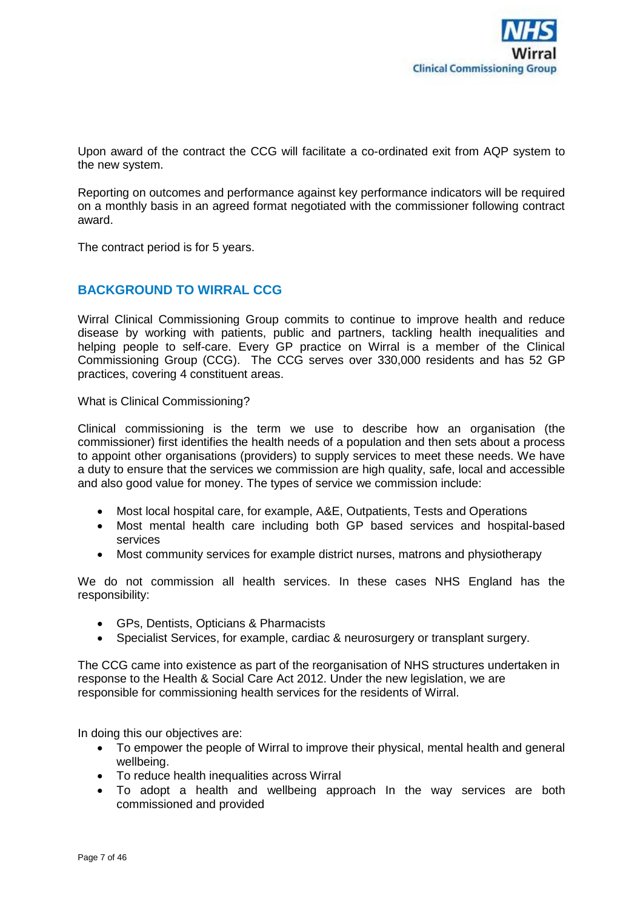Upon award of the contract the CCG will facilitate a co-ordinated exit from AQP system to the new system.

Reporting on outcomes and performance against key performance indicators will be required on a monthly basis in an agreed format negotiated with the commissioner following contract award.

The contract period is for 5 years.

## BACKGROUND TO WIRRAL CCG

Wirral Clinical Commissioning Group commits to continue to improve health and reduce disease by working with patients, public and partners, tackling health inequalities and helping people to self-care. Every GP practice on Wirral is a member of the Clinical Commissioning Group (CCG). The CCG serves over 330,000 residents and has 52 GP practices, covering 4 constituent areas.

What is Clinical Commissioning?

Clinical commissioning is the term we use to describe how an organisation (the commissioner) first identifies the health needs of a population and then sets about a process to appoint other organisations (providers) to supply services to meet these needs. We have a duty to ensure that the services we commission are high quality, safe, local and accessible and also good value for money. The types of service we commission include:

- Most local hospital care, for example, A&E, Outpatients, Tests and Operations
- Most mental health care including both GP based services and hospital-based services
- Most community services for example district nurses, matrons and physiotherapy

We do not commission all health services. In these cases NHS England has the responsibility:

- GPs, Dentists, Opticians & Pharmacists
- Specialist Services, for example, cardiac & neurosurgery or transplant surgery.

The CCG came into existence as part of the reorganisation of NHS structures undertaken in response to the Health & Social Care Act 2012. Under the new legislation, we are responsible for commissioning health services for the residents of Wirral.

In doing this our objectives are:

- To empower the people of Wirral to improve their physical, mental health and general wellbeing.
- To reduce health inequalities across Wirral
- To adopt a health and wellbeing approach In the way services are both commissioned and provided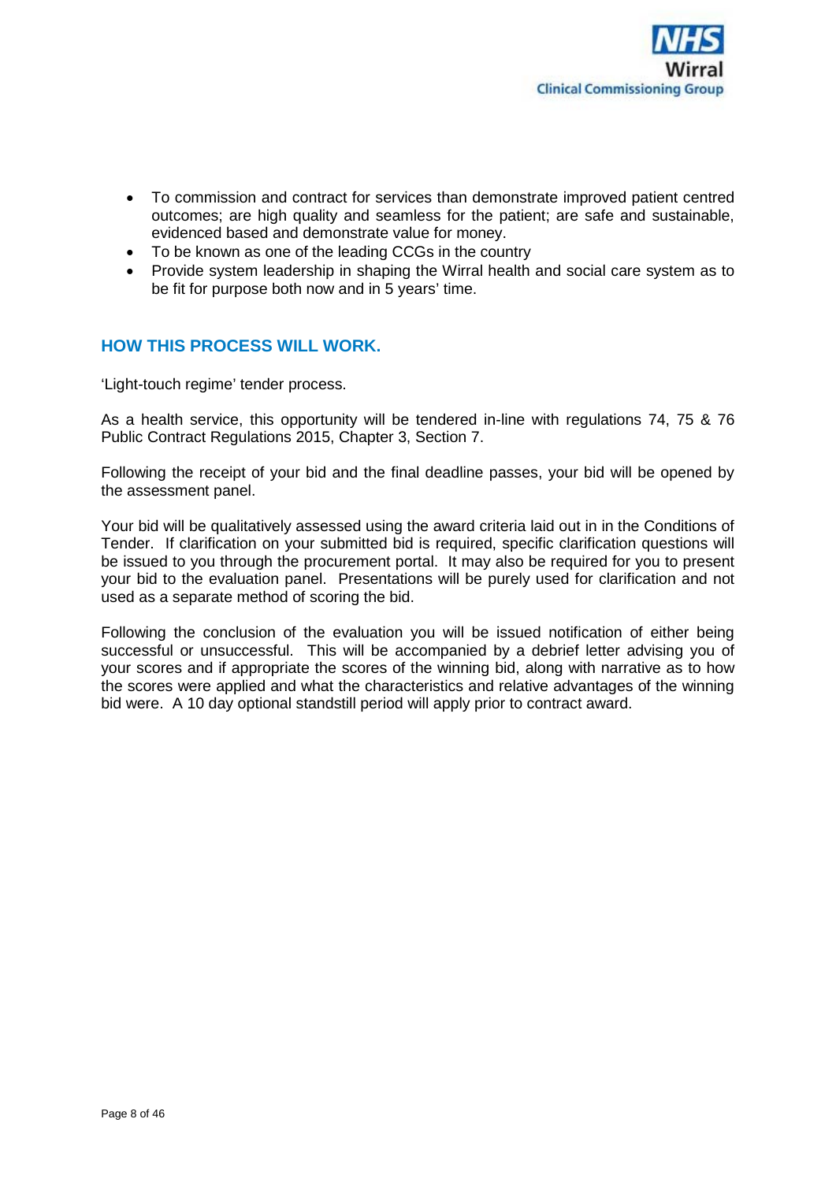- To commission and contract for services than demonstrate improved patient centred outcomes; are high quality and seamless for the patient; are safe and sustainable, evidenced based and demonstrate value for money.
- To be known as one of the leading CCGs in the country
- Provide system leadership in shaping the Wirral health and social care system as to be fit for purpose both now and in 5 years' time.

## HOW THIS PROCESS WILL WORK.

'Light-touch regime' tender process.

As a health service, this opportunity will be tendered in-line with regulations 74, 75 & 76 Public Contract Regulations 2015, Chapter 3, Section 7.

Following the receipt of your bid and the final deadline passes, your bid will be opened by the assessment panel.

Your bid will be qualitatively assessed using the award criteria laid out in in the Conditions of Tender. If clarification on your submitted bid is required, specific clarification questions will be issued to you through the procurement portal. It may also be required for you to present your bid to the evaluation panel. Presentations will be purely used for clarification and not used as a separate method of scoring the bid.

Following the conclusion of the evaluation you will be issued notification of either being successful or unsuccessful. This will be accompanied by a debrief letter advising you of your scores and if appropriate the scores of the winning bid, along with narrative as to how the scores were applied and what the characteristics and relative advantages of the winning bid were. A 10 day optional standstill period will apply prior to contract award.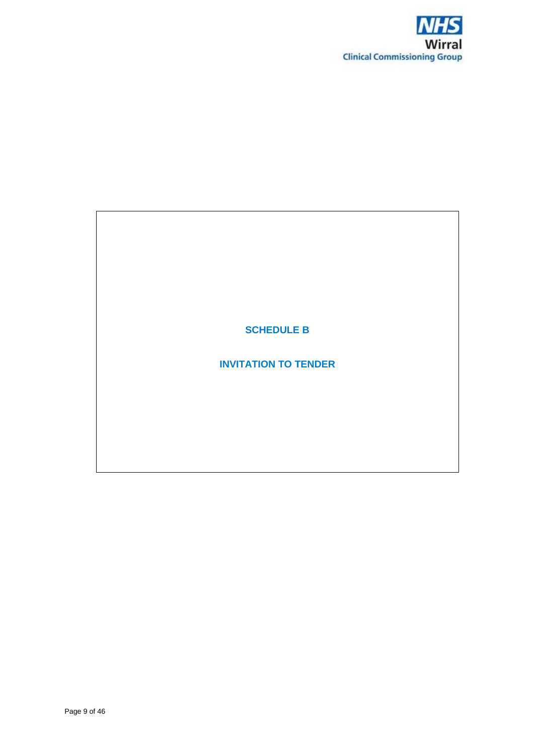# SCHEDULE B

# INVITATION TO TENDER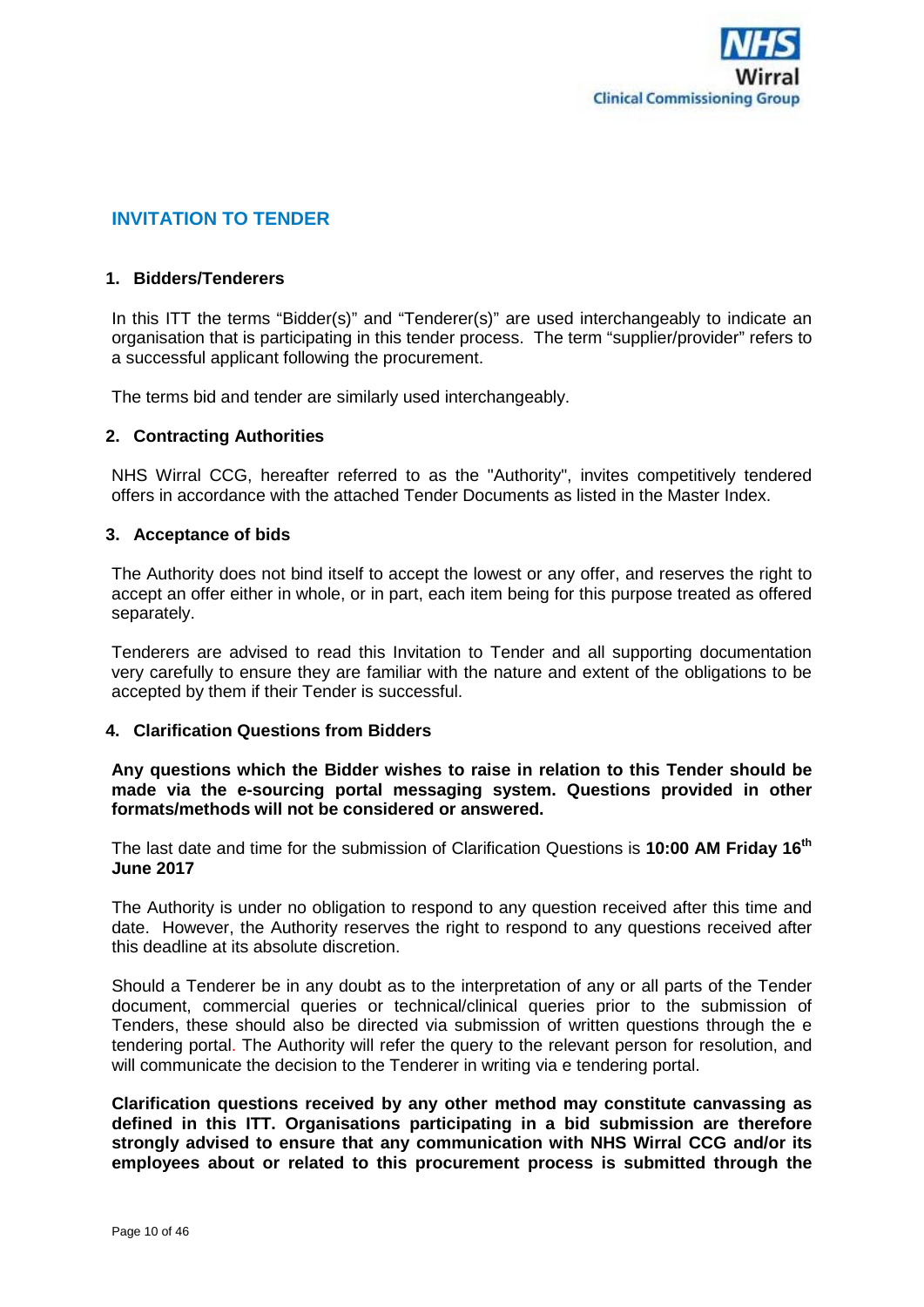## INVITATION TO TENDER

### 1. Bidders/Tenderers

In this ITT the terms "Bidder(s)" and "Tenderer(s)" are used interchangeably to indicate an organisation that is participating in this tender process. The term "supplier/provider" refers to a successful applicant following the procurement.

The terms bid and tender are similarly used interchangeably.

### 2. Contracting Authorities

NHS Wirral CCG, hereafter referred to as the "Authority", invites competitively tendered offers in accordance with the attached Tender Documents as listed in the Master Index.

### 3. Acceptance of bids

The Authority does not bind itself to accept the lowest or any offer, and reserves the right to accept an offer either in whole, or in part, each item being for this purpose treated as offered separately.

Tenderers are advised to read this Invitation to Tender and all supporting documentation very carefully to ensure they are familiar with the nature and extent of the obligations to be accepted by them if their Tender is successful.

### 4. Clarification Questions from Bidders

**Any questions which the Bidder wishes to raise in relation to this Tender should be made via the e-sourcing portal messaging system. Questions provided in other formats/methods will not be considered or answered.**

The last date and time for the submission of Clarification Questions is **10:00 AM Friday 16th June 2017**

The Authority is under no obligation to respond to any question received after this time and date. However, the Authority reserves the right to respond to any questions received after this deadline at its absolute discretion.

Should a Tenderer be in any doubt as to the interpretation of any or all parts of the Tender document, commercial queries or technical/clinical queries prior to the submission of Tenders, these should also be directed via submission of written questions through the e tendering portal. The Authority will refer the query to the relevant person for resolution, and will communicate the decision to the Tenderer in writing via e tendering portal.

**Clarification questions received by any other method may constitute canvassing as defined in this ITT. Organisations participating in a bid submission are therefore strongly advised to ensure that any communication with NHS Wirral CCG and/or its employees about or related to this procurement process is submitted through the**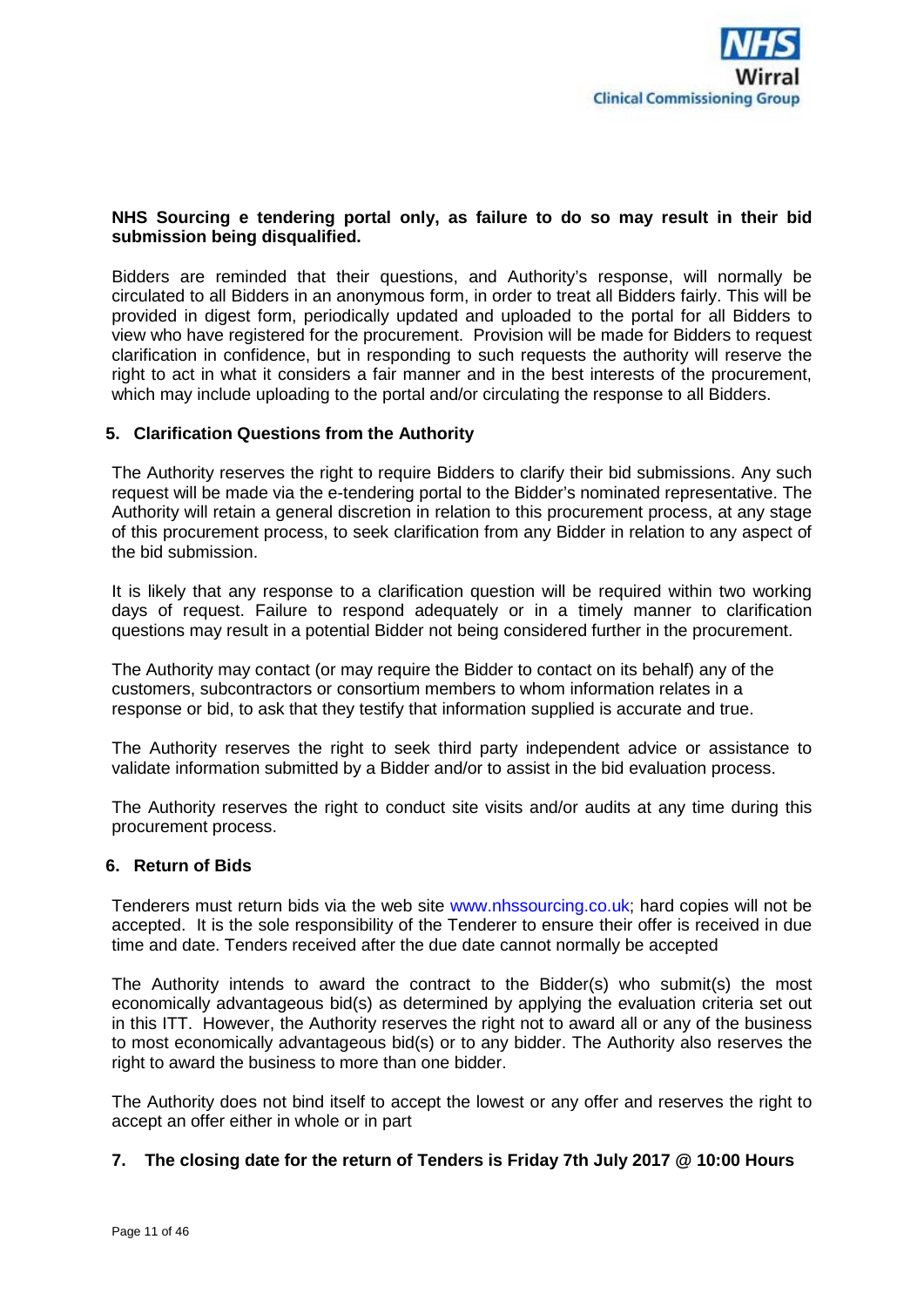**NHS Sourcing e tendering portal only, as failure to do so may result in their bid submission being disqualified.**

Bidders are reminded that their questions, and Authority's response, will normally be circulated to all Bidders in an anonymous form, in order to treat all Bidders fairly. This will be provided in digest form, periodically updated and uploaded to the portal for all Bidders to view who have registered for the procurement. Provision will be made for Bidders to request clarification in confidence, but in responding to such requests the authority will reserve the right to act in what it considers a fair manner and in the best interests of the procurement, which may include uploading to the portal and/or circulating the response to all Bidders.

## 5. Clarification Questions from the Authority

The Authority reserves the right to require Bidders to clarify their bid submissions. Any such request will be made via the e-tendering portal to the Bidder's nominated representative. The Authority will retain a general discretion in relation to this procurement process, at any stage of this procurement process, to seek clarification from any Bidder in relation to any aspect of the bid submission.

It is likely that any response to a clarification question will be required within two working days of request. Failure to respond adequately or in a timely manner to clarification questions may result in a potential Bidder not being considered further in the procurement.

The Authority may contact (or may require the Bidder to contact on its behalf) any of the customers, subcontractors or consortium members to whom information relates in a response or bid, to ask that they testify that information supplied is accurate and true.

The Authority reserves the right to seek third party independent advice or assistance to validate information submitted by a Bidder and/or to assist in the bid evaluation process.

The Authority reserves the right to conduct site visits and/or audits at any time during this procurement process.

## 6. Return of Bids

Tenderers must return bids via the web site www.nhssourcing.co.uk; hard copies will not be accepted. It is the sole responsibility of the Tenderer to ensure their offer is received in due time and date. Tenders received after the due date cannot normally be accepted

The Authority intends to award the contract to the Bidder(s) who submit(s) the most economically advantageous bid(s) as determined by applying the evaluation criteria set out in this ITT. However, the Authority reserves the right not to award all or any of the business to most economically advantageous bid(s) or to any bidder. The Authority also reserves the right to award the business to more than one bidder.

The Authority does not bind itself to accept the lowest or any offer and reserves the right to accept an offer either in whole or in part

## 7. The closing date for the return of Tenders is Friday 7th July 2017 @ 10:00 Hours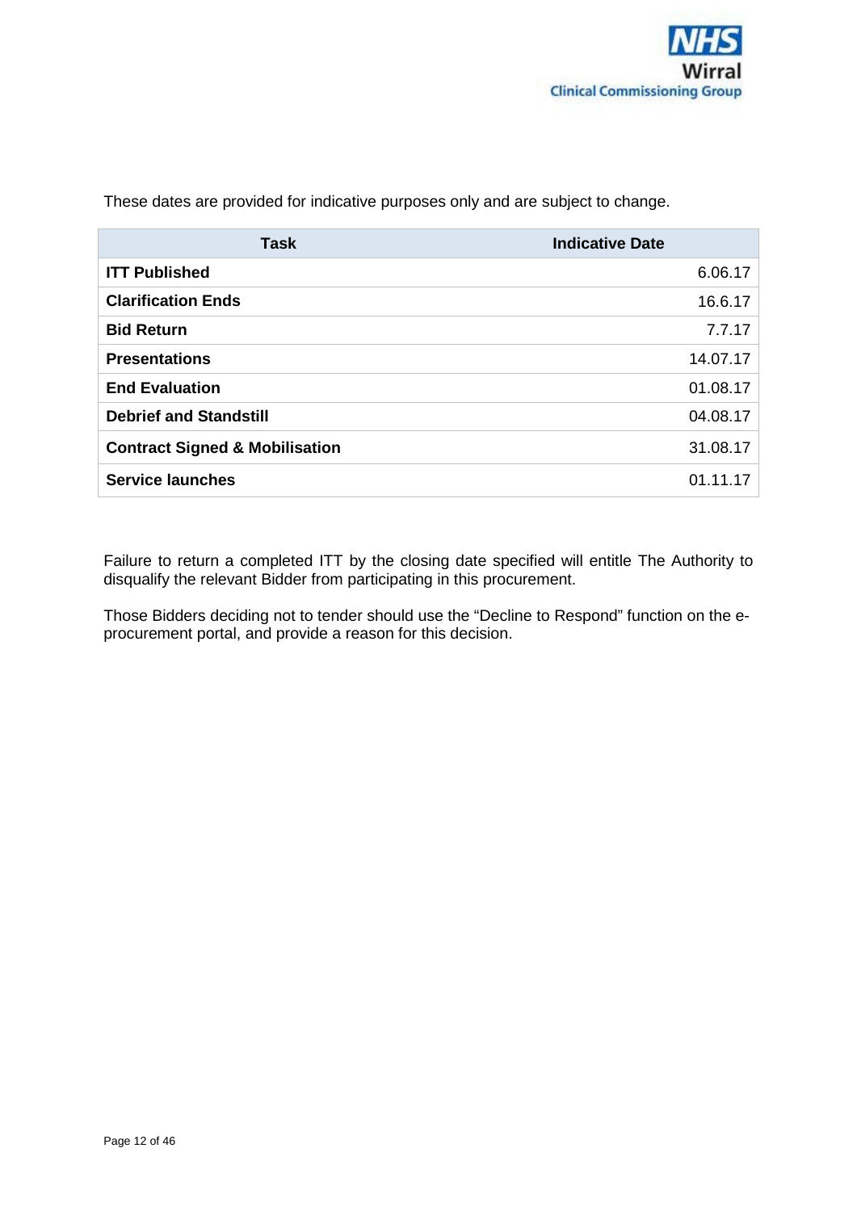These dates are provided for indicative purposes only and are subject to change.

| Task | Indicative Date |
|---|---|
| **ITT Published** | 6.06.17 |
| **Clarification Ends** | 16.6.17 |
| **Bid Return** | 7.7.17 |
| **Presentations** | 14.07.17 |
| **End Evaluation** | 01.08.17 |
| **Debrief and Standstill** | 04.08.17 |
| **Contract Signed & Mobilisation** | 31.08.17 |
| **Service launches** | 01.11.17 |

Failure to return a completed ITT by the closing date specified will entitle The Authority to disqualify the relevant Bidder from participating in this procurement.

Those Bidders deciding not to tender should use the "Decline to Respond" function on the e-procurement portal, and provide a reason for this decision.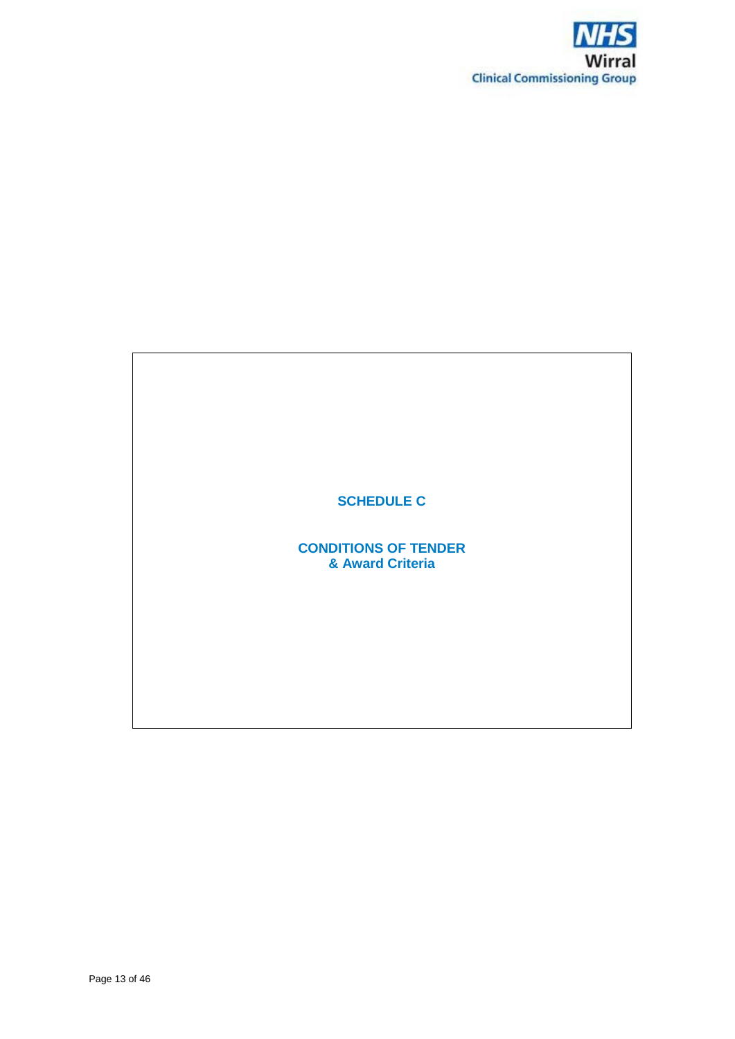# SCHEDULE C

## CONDITIONS OF TENDER & Award Criteria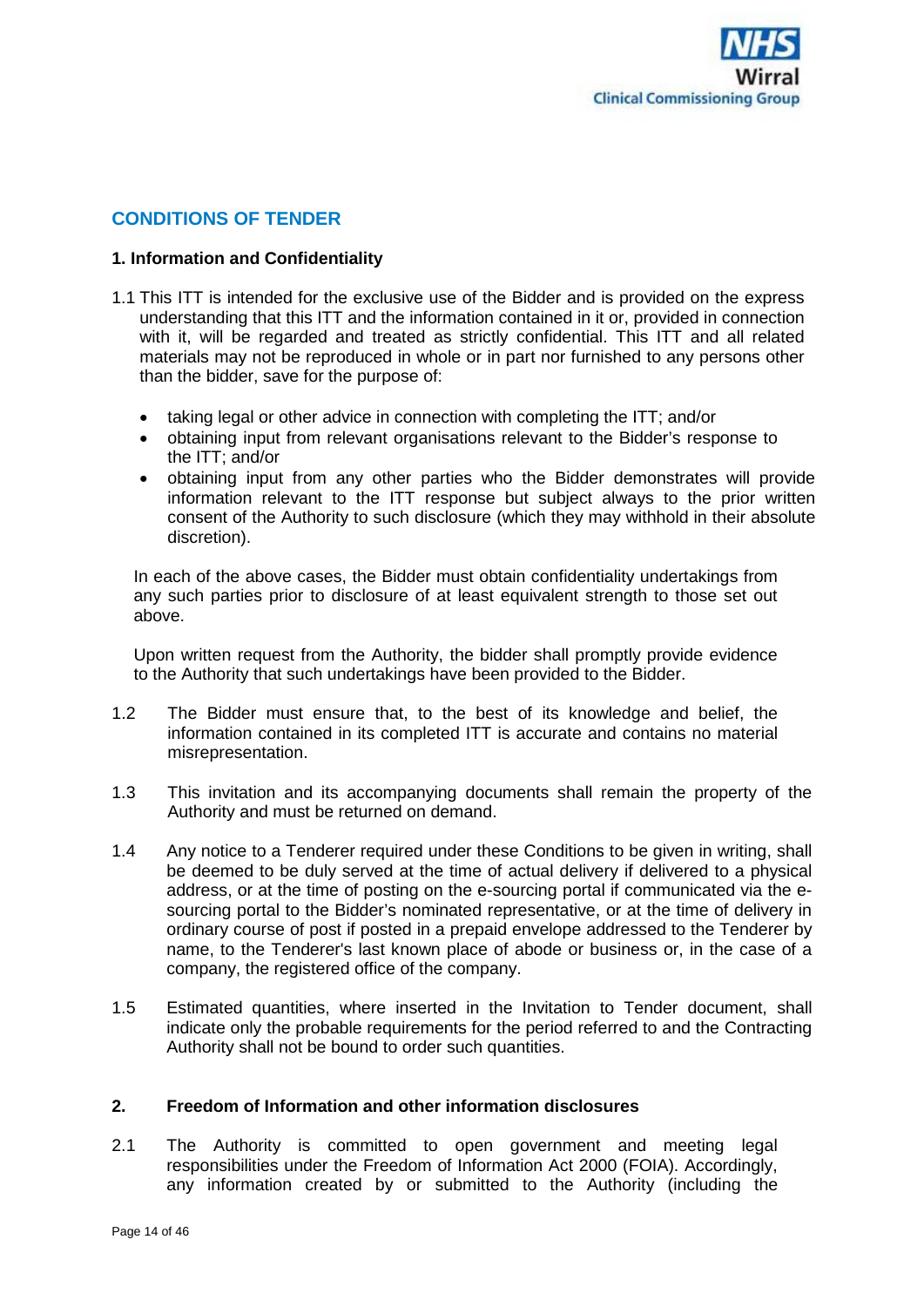## CONDITIONS OF TENDER

### 1. Information and Confidentiality

1.1 This ITT is intended for the exclusive use of the Bidder and is provided on the express understanding that this ITT and the information contained in it or, provided in connection with it, will be regarded and treated as strictly confidential. This ITT and all related materials may not be reproduced in whole or in part nor furnished to any persons other than the bidder, save for the purpose of:

- taking legal or other advice in connection with completing the ITT; and/or
- obtaining input from relevant organisations relevant to the Bidder's response to the ITT; and/or
- obtaining input from any other parties who the Bidder demonstrates will provide information relevant to the ITT response but subject always to the prior written consent of the Authority to such disclosure (which they may withhold in their absolute discretion).

In each of the above cases, the Bidder must obtain confidentiality undertakings from any such parties prior to disclosure of at least equivalent strength to those set out above.

Upon written request from the Authority, the bidder shall promptly provide evidence to the Authority that such undertakings have been provided to the Bidder.

1.2 The Bidder must ensure that, to the best of its knowledge and belief, the information contained in its completed ITT is accurate and contains no material misrepresentation.

1.3 This invitation and its accompanying documents shall remain the property of the Authority and must be returned on demand.

1.4 Any notice to a Tenderer required under these Conditions to be given in writing, shall be deemed to be duly served at the time of actual delivery if delivered to a physical address, or at the time of posting on the e-sourcing portal if communicated via the e-sourcing portal to the Bidder's nominated representative, or at the time of delivery in ordinary course of post if posted in a prepaid envelope addressed to the Tenderer by name, to the Tenderer's last known place of abode or business or, in the case of a company, the registered office of the company.

1.5 Estimated quantities, where inserted in the Invitation to Tender document, shall indicate only the probable requirements for the period referred to and the Contracting Authority shall not be bound to order such quantities.

### 2. Freedom of Information and other information disclosures

2.1 The Authority is committed to open government and meeting legal responsibilities under the Freedom of Information Act 2000 (FOIA). Accordingly, any information created by or submitted to the Authority (including the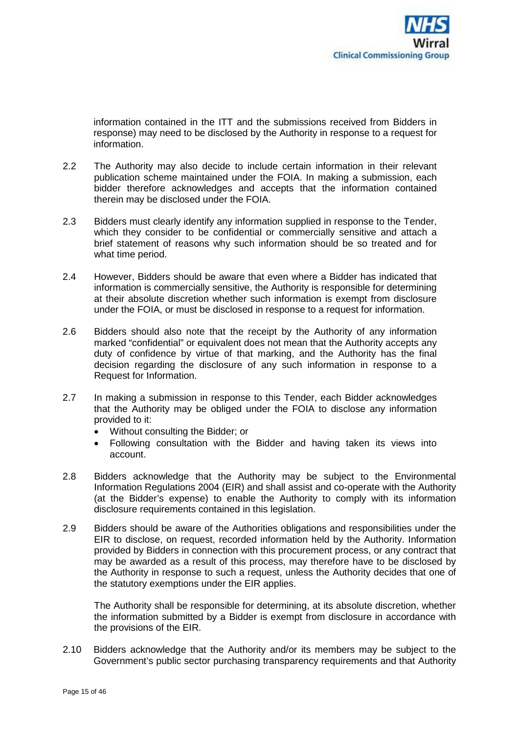information contained in the ITT and the submissions received from Bidders in response) may need to be disclosed by the Authority in response to a request for information.

2.2 The Authority may also decide to include certain information in their relevant publication scheme maintained under the FOIA. In making a submission, each bidder therefore acknowledges and accepts that the information contained therein may be disclosed under the FOIA.

2.3 Bidders must clearly identify any information supplied in response to the Tender, which they consider to be confidential or commercially sensitive and attach a brief statement of reasons why such information should be so treated and for what time period.

2.4 However, Bidders should be aware that even where a Bidder has indicated that information is commercially sensitive, the Authority is responsible for determining at their absolute discretion whether such information is exempt from disclosure under the FOIA, or must be disclosed in response to a request for information.

2.6 Bidders should also note that the receipt by the Authority of any information marked "confidential" or equivalent does not mean that the Authority accepts any duty of confidence by virtue of that marking, and the Authority has the final decision regarding the disclosure of any such information in response to a Request for Information.

2.7 In making a submission in response to this Tender, each Bidder acknowledges that the Authority may be obliged under the FOIA to disclose any information provided to it:

- Without consulting the Bidder; or
- Following consultation with the Bidder and having taken its views into account.

2.8 Bidders acknowledge that the Authority may be subject to the Environmental Information Regulations 2004 (EIR) and shall assist and co-operate with the Authority (at the Bidder's expense) to enable the Authority to comply with its information disclosure requirements contained in this legislation.

2.9 Bidders should be aware of the Authorities obligations and responsibilities under the EIR to disclose, on request, recorded information held by the Authority. Information provided by Bidders in connection with this procurement process, or any contract that may be awarded as a result of this process, may therefore have to be disclosed by the Authority in response to such a request, unless the Authority decides that one of the statutory exemptions under the EIR applies.

The Authority shall be responsible for determining, at its absolute discretion, whether the information submitted by a Bidder is exempt from disclosure in accordance with the provisions of the EIR.

2.10 Bidders acknowledge that the Authority and/or its members may be subject to the Government's public sector purchasing transparency requirements and that Authority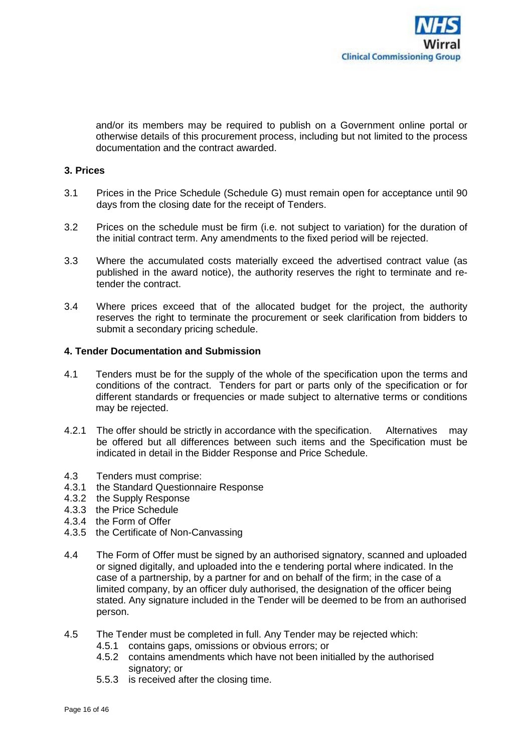and/or its members may be required to publish on a Government online portal or otherwise details of this procurement process, including but not limited to the process documentation and the contract awarded.

### 3. Prices

3.1 Prices in the Price Schedule (Schedule G) must remain open for acceptance until 90 days from the closing date for the receipt of Tenders.

3.2 Prices on the schedule must be firm (i.e. not subject to variation) for the duration of the initial contract term. Any amendments to the fixed period will be rejected.

3.3 Where the accumulated costs materially exceed the advertised contract value (as published in the award notice), the authority reserves the right to terminate and re-tender the contract.

3.4 Where prices exceed that of the allocated budget for the project, the authority reserves the right to terminate the procurement or seek clarification from bidders to submit a secondary pricing schedule.

### 4. Tender Documentation and Submission

4.1 Tenders must be for the supply of the whole of the specification upon the terms and conditions of the contract. Tenders for part or parts only of the specification or for different standards or frequencies or made subject to alternative terms or conditions may be rejected.

4.2.1 The offer should be strictly in accordance with the specification. Alternatives may be offered but all differences between such items and the Specification must be indicated in detail in the Bidder Response and Price Schedule.

4.3 Tenders must comprise:
4.3.1 the Standard Questionnaire Response
4.3.2 the Supply Response
4.3.3 the Price Schedule
4.3.4 the Form of Offer
4.3.5 the Certificate of Non-Canvassing

4.4 The Form of Offer must be signed by an authorised signatory, scanned and uploaded or signed digitally, and uploaded into the e tendering portal where indicated. In the case of a partnership, by a partner for and on behalf of the firm; in the case of a limited company, by an officer duly authorised, the designation of the officer being stated. Any signature included in the Tender will be deemed to be from an authorised person.

4.5 The Tender must be completed in full. Any Tender may be rejected which:
  4.5.1 contains gaps, omissions or obvious errors; or
  4.5.2 contains amendments which have not been initialled by the authorised signatory; or
  5.5.3 is received after the closing time.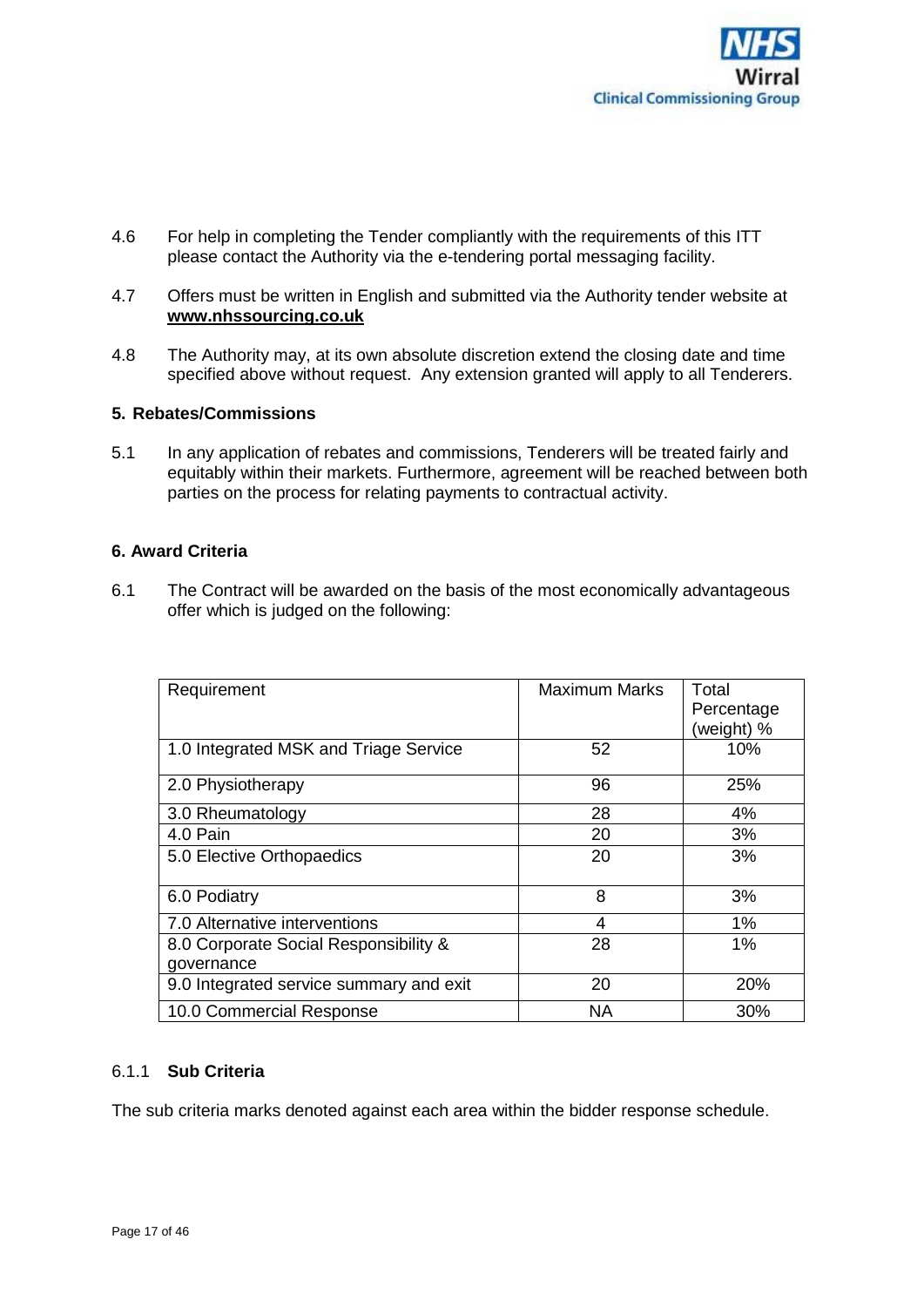4.6 For help in completing the Tender compliantly with the requirements of this ITT please contact the Authority via the e-tendering portal messaging facility.

4.7 Offers must be written in English and submitted via the Authority tender website at **www.nhssourcing.co.uk**

4.8 The Authority may, at its own absolute discretion extend the closing date and time specified above without request. Any extension granted will apply to all Tenderers.

## 5. Rebates/Commissions

5.1 In any application of rebates and commissions, Tenderers will be treated fairly and equitably within their markets. Furthermore, agreement will be reached between both parties on the process for relating payments to contractual activity.

## 6. Award Criteria

6.1 The Contract will be awarded on the basis of the most economically advantageous offer which is judged on the following:

| Requirement | Maximum Marks | Total Percentage (weight) % |
|---|---|---|
| 1.0 Integrated MSK and Triage Service | 52 | 10% |
| 2.0 Physiotherapy | 96 | 25% |
| 3.0 Rheumatology | 28 | 4% |
| 4.0 Pain | 20 | 3% |
| 5.0 Elective Orthopaedics | 20 | 3% |
| 6.0 Podiatry | 8 | 3% |
| 7.0 Alternative interventions | 4 | 1% |
| 8.0 Corporate Social Responsibility & governance | 28 | 1% |
| 9.0 Integrated service summary and exit | 20 | 20% |
| 10.0 Commercial Response | NA | 30% |

### 6.1.1 Sub Criteria

The sub criteria marks denoted against each area within the bidder response schedule.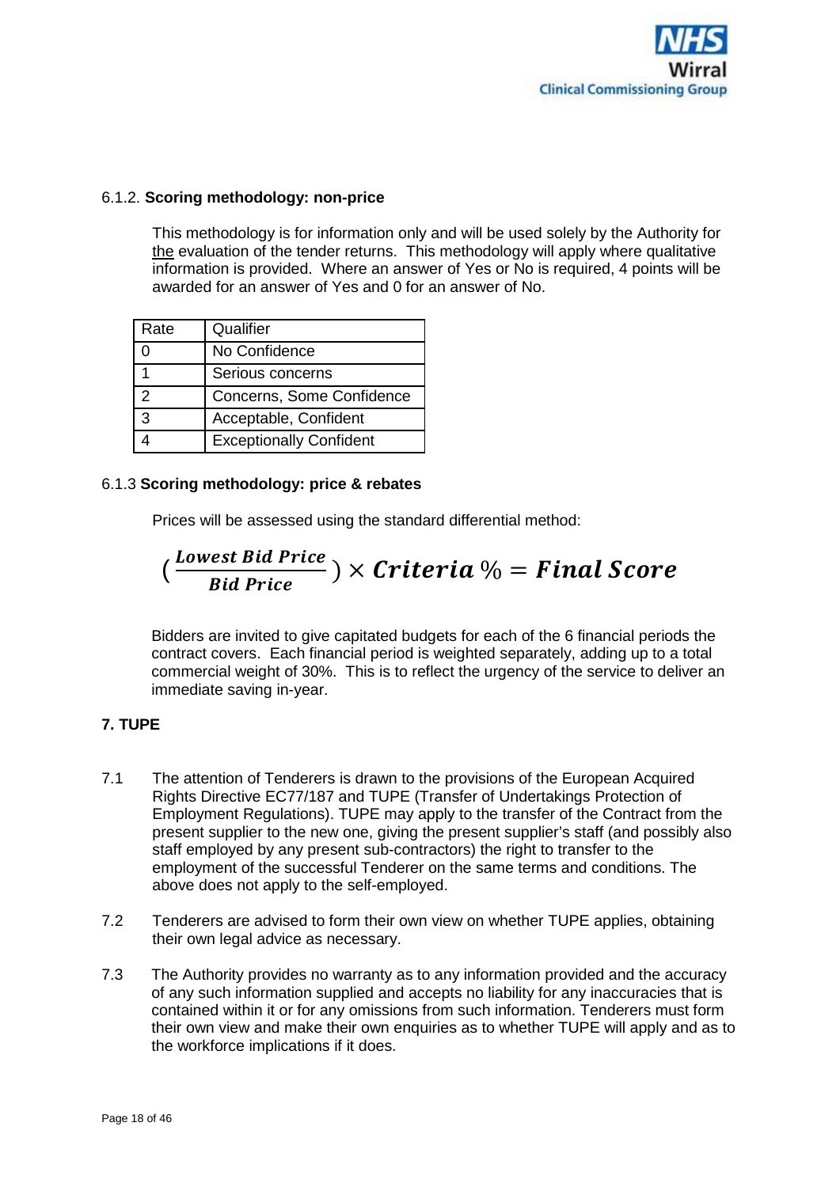#### 6.1.2. **Scoring methodology: non-price**

This methodology is for information only and will be used solely by the Authority for the evaluation of the tender returns. This methodology will apply where qualitative information is provided. Where an answer of Yes or No is required, 4 points will be awarded for an answer of Yes and 0 for an answer of No.

| Rate | Qualifier |
|---|---|
| 0 | No Confidence |
| 1 | Serious concerns |
| 2 | Concerns, Some Confidence |
| 3 | Acceptable, Confident |
| 4 | Exceptionally Confident |

#### 6.1.3 **Scoring methodology: price & rebates**

Prices will be assessed using the standard differential method:

$$\left(\frac{\textbf{\textit{Lowest Bid Price}}}{\textbf{\textit{Bid Price}}}\right) \times \textbf{\textit{Criteria}}\,\% = \textbf{\textit{Final Score}}$$

Bidders are invited to give capitated budgets for each of the 6 financial periods the contract covers. Each financial period is weighted separately, adding up to a total commercial weight of 30%. This is to reflect the urgency of the service to deliver an immediate saving in-year.

## 7. TUPE

7.1 The attention of Tenderers is drawn to the provisions of the European Acquired Rights Directive EC77/187 and TUPE (Transfer of Undertakings Protection of Employment Regulations). TUPE may apply to the transfer of the Contract from the present supplier to the new one, giving the present supplier's staff (and possibly also staff employed by any present sub-contractors) the right to transfer to the employment of the successful Tenderer on the same terms and conditions. The above does not apply to the self-employed.

7.2 Tenderers are advised to form their own view on whether TUPE applies, obtaining their own legal advice as necessary.

7.3 The Authority provides no warranty as to any information provided and the accuracy of any such information supplied and accepts no liability for any inaccuracies that is contained within it or for any omissions from such information. Tenderers must form their own view and make their own enquiries as to whether TUPE will apply and as to the workforce implications if it does.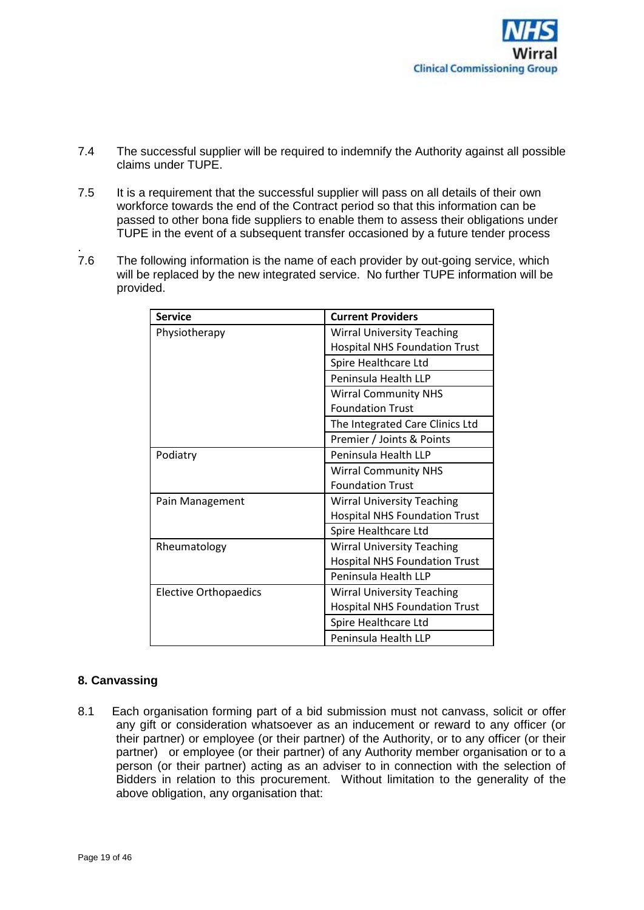7.4 The successful supplier will be required to indemnify the Authority against all possible claims under TUPE.

7.5 It is a requirement that the successful supplier will pass on all details of their own workforce towards the end of the Contract period so that this information can be passed to other bona fide suppliers to enable them to assess their obligations under TUPE in the event of a subsequent transfer occasioned by a future tender process

.

7.6 The following information is the name of each provider by out-going service, which will be replaced by the new integrated service. No further TUPE information will be provided.

| Service | Current Providers |
|---|---|
| Physiotherapy | Wirral University Teaching Hospital NHS Foundation Trust |
| | Spire Healthcare Ltd |
| | Peninsula Health LLP |
| | Wirral Community NHS Foundation Trust |
| | The Integrated Care Clinics Ltd |
| | Premier / Joints & Points |
| Podiatry | Peninsula Health LLP |
| | Wirral Community NHS Foundation Trust |
| Pain Management | Wirral University Teaching Hospital NHS Foundation Trust |
| | Spire Healthcare Ltd |
| Rheumatology | Wirral University Teaching Hospital NHS Foundation Trust |
| | Peninsula Health LLP |
| Elective Orthopaedics | Wirral University Teaching Hospital NHS Foundation Trust |
| | Spire Healthcare Ltd |
| | Peninsula Health LLP |

## 8. Canvassing

8.1 Each organisation forming part of a bid submission must not canvass, solicit or offer any gift or consideration whatsoever as an inducement or reward to any officer (or their partner) or employee (or their partner) of the Authority, or to any officer (or their partner) or employee (or their partner) of any Authority member organisation or to a person (or their partner) acting as an adviser to in connection with the selection of Bidders in relation to this procurement. Without limitation to the generality of the above obligation, any organisation that: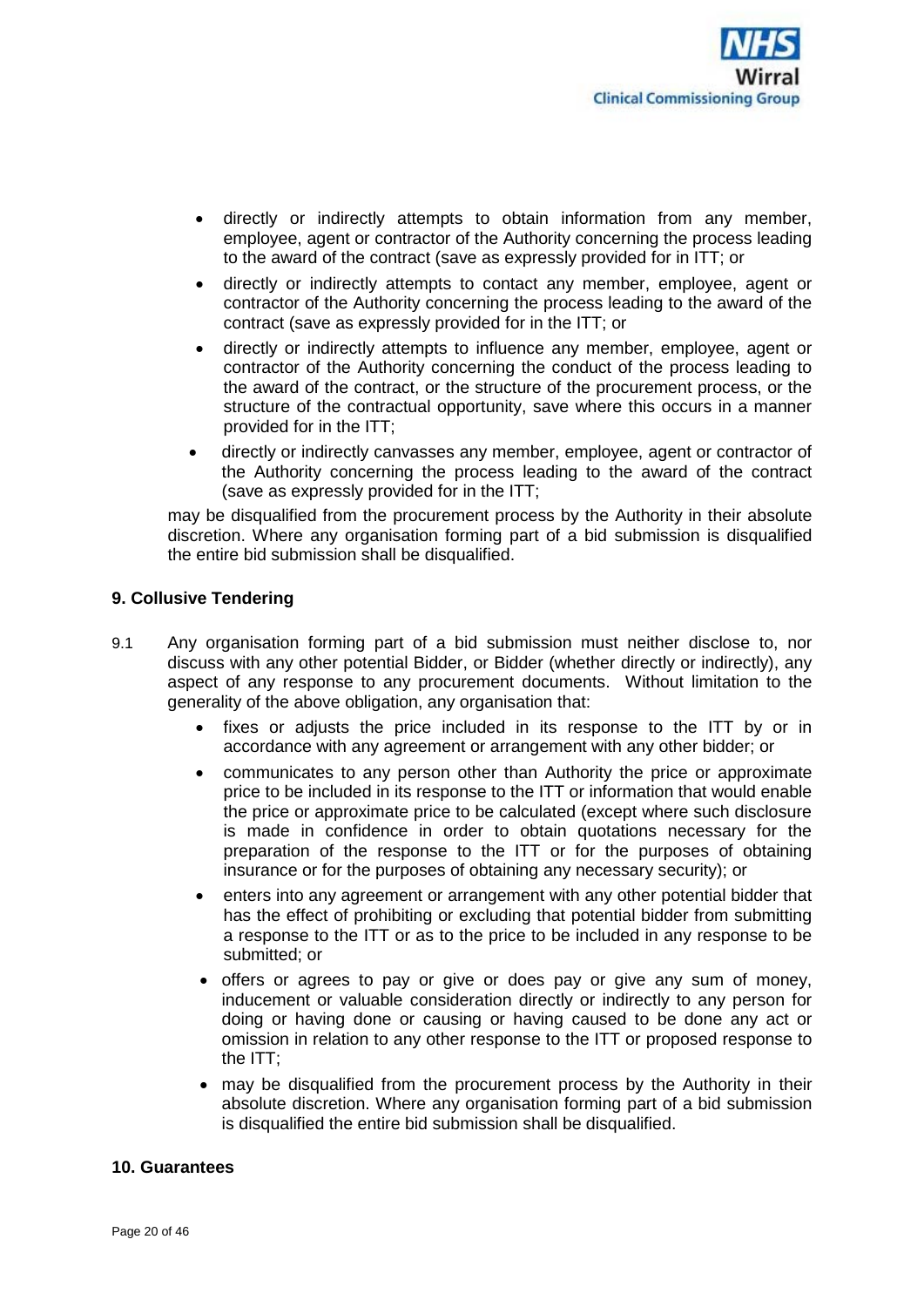- directly or indirectly attempts to obtain information from any member, employee, agent or contractor of the Authority concerning the process leading to the award of the contract (save as expressly provided for in ITT; or
- directly or indirectly attempts to contact any member, employee, agent or contractor of the Authority concerning the process leading to the award of the contract (save as expressly provided for in the ITT; or
- directly or indirectly attempts to influence any member, employee, agent or contractor of the Authority concerning the conduct of the process leading to the award of the contract, or the structure of the procurement process, or the structure of the contractual opportunity, save where this occurs in a manner provided for in the ITT;
- directly or indirectly canvasses any member, employee, agent or contractor of the Authority concerning the process leading to the award of the contract (save as expressly provided for in the ITT;

may be disqualified from the procurement process by the Authority in their absolute discretion. Where any organisation forming part of a bid submission is disqualified the entire bid submission shall be disqualified.

## 9. Collusive Tendering

9.1 Any organisation forming part of a bid submission must neither disclose to, nor discuss with any other potential Bidder, or Bidder (whether directly or indirectly), any aspect of any response to any procurement documents. Without limitation to the generality of the above obligation, any organisation that:

- fixes or adjusts the price included in its response to the ITT by or in accordance with any agreement or arrangement with any other bidder; or
- communicates to any person other than Authority the price or approximate price to be included in its response to the ITT or information that would enable the price or approximate price to be calculated (except where such disclosure is made in confidence in order to obtain quotations necessary for the preparation of the response to the ITT or for the purposes of obtaining insurance or for the purposes of obtaining any necessary security); or
- enters into any agreement or arrangement with any other potential bidder that has the effect of prohibiting or excluding that potential bidder from submitting a response to the ITT or as to the price to be included in any response to be submitted; or
- offers or agrees to pay or give or does pay or give any sum of money, inducement or valuable consideration directly or indirectly to any person for doing or having done or causing or having caused to be done any act or omission in relation to any other response to the ITT or proposed response to the ITT;
- may be disqualified from the procurement process by the Authority in their absolute discretion. Where any organisation forming part of a bid submission is disqualified the entire bid submission shall be disqualified.

## 10. Guarantees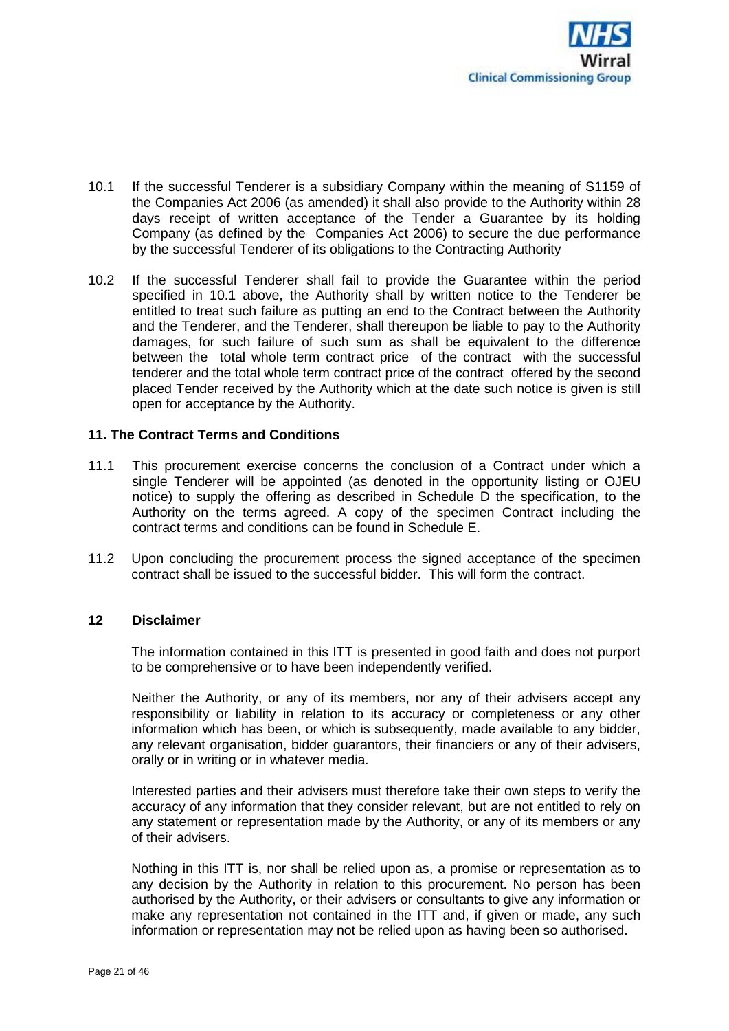10.1 If the successful Tenderer is a subsidiary Company within the meaning of S1159 of the Companies Act 2006 (as amended) it shall also provide to the Authority within 28 days receipt of written acceptance of the Tender a Guarantee by its holding Company (as defined by the Companies Act 2006) to secure the due performance by the successful Tenderer of its obligations to the Contracting Authority

10.2 If the successful Tenderer shall fail to provide the Guarantee within the period specified in 10.1 above, the Authority shall by written notice to the Tenderer be entitled to treat such failure as putting an end to the Contract between the Authority and the Tenderer, and the Tenderer, shall thereupon be liable to pay to the Authority damages, for such failure of such sum as shall be equivalent to the difference between the total whole term contract price of the contract with the successful tenderer and the total whole term contract price of the contract offered by the second placed Tender received by the Authority which at the date such notice is given is still open for acceptance by the Authority.

**11. The Contract Terms and Conditions**

11.1 This procurement exercise concerns the conclusion of a Contract under which a single Tenderer will be appointed (as denoted in the opportunity listing or OJEU notice) to supply the offering as described in Schedule D the specification, to the Authority on the terms agreed. A copy of the specimen Contract including the contract terms and conditions can be found in Schedule E.

11.2 Upon concluding the procurement process the signed acceptance of the specimen contract shall be issued to the successful bidder. This will form the contract.

**12 Disclaimer**

The information contained in this ITT is presented in good faith and does not purport to be comprehensive or to have been independently verified.

Neither the Authority, or any of its members, nor any of their advisers accept any responsibility or liability in relation to its accuracy or completeness or any other information which has been, or which is subsequently, made available to any bidder, any relevant organisation, bidder guarantors, their financiers or any of their advisers, orally or in writing or in whatever media.

Interested parties and their advisers must therefore take their own steps to verify the accuracy of any information that they consider relevant, but are not entitled to rely on any statement or representation made by the Authority, or any of its members or any of their advisers.

Nothing in this ITT is, nor shall be relied upon as, a promise or representation as to any decision by the Authority in relation to this procurement. No person has been authorised by the Authority, or their advisers or consultants to give any information or make any representation not contained in the ITT and, if given or made, any such information or representation may not be relied upon as having been so authorised.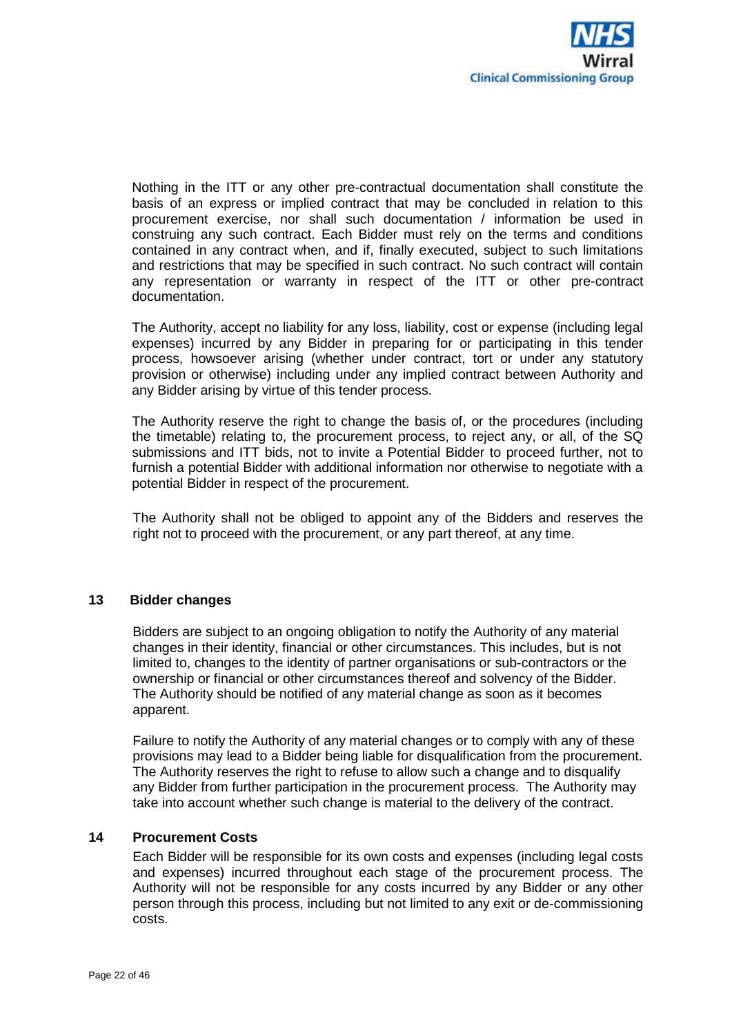Nothing in the ITT or any other pre-contractual documentation shall constitute the basis of an express or implied contract that may be concluded in relation to this procurement exercise, nor shall such documentation / information be used in construing any such contract. Each Bidder must rely on the terms and conditions contained in any contract when, and if, finally executed, subject to such limitations and restrictions that may be specified in such contract. No such contract will contain any representation or warranty in respect of the ITT or other pre-contract documentation.

The Authority, accept no liability for any loss, liability, cost or expense (including legal expenses) incurred by any Bidder in preparing for or participating in this tender process, howsoever arising (whether under contract, tort or under any statutory provision or otherwise) including under any implied contract between Authority and any Bidder arising by virtue of this tender process.

The Authority reserve the right to change the basis of, or the procedures (including the timetable) relating to, the procurement process, to reject any, or all, of the SQ submissions and ITT bids, not to invite a Potential Bidder to proceed further, not to furnish a potential Bidder with additional information nor otherwise to negotiate with a potential Bidder in respect of the procurement.

The Authority shall not be obliged to appoint any of the Bidders and reserves the right not to proceed with the procurement, or any part thereof, at any time.

## 13 Bidder changes

Bidders are subject to an ongoing obligation to notify the Authority of any material changes in their identity, financial or other circumstances. This includes, but is not limited to, changes to the identity of partner organisations or sub-contractors or the ownership or financial or other circumstances thereof and solvency of the Bidder. The Authority should be notified of any material change as soon as it becomes apparent.

Failure to notify the Authority of any material changes or to comply with any of these provisions may lead to a Bidder being liable for disqualification from the procurement. The Authority reserves the right to refuse to allow such a change and to disqualify any Bidder from further participation in the procurement process. The Authority may take into account whether such change is material to the delivery of the contract.

## 14 Procurement Costs

Each Bidder will be responsible for its own costs and expenses (including legal costs and expenses) incurred throughout each stage of the procurement process. The Authority will not be responsible for any costs incurred by any Bidder or any other person through this process, including but not limited to any exit or de-commissioning costs.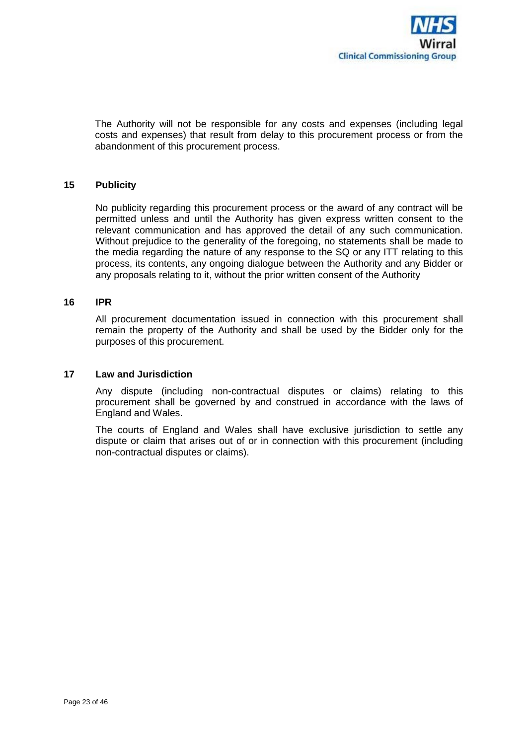The Authority will not be responsible for any costs and expenses (including legal costs and expenses) that result from delay to this procurement process or from the abandonment of this procurement process.

## 15 Publicity

No publicity regarding this procurement process or the award of any contract will be permitted unless and until the Authority has given express written consent to the relevant communication and has approved the detail of any such communication. Without prejudice to the generality of the foregoing, no statements shall be made to the media regarding the nature of any response to the SQ or any ITT relating to this process, its contents, any ongoing dialogue between the Authority and any Bidder or any proposals relating to it, without the prior written consent of the Authority

## 16 IPR

All procurement documentation issued in connection with this procurement shall remain the property of the Authority and shall be used by the Bidder only for the purposes of this procurement.

## 17 Law and Jurisdiction

Any dispute (including non-contractual disputes or claims) relating to this procurement shall be governed by and construed in accordance with the laws of England and Wales.

The courts of England and Wales shall have exclusive jurisdiction to settle any dispute or claim that arises out of or in connection with this procurement (including non-contractual disputes or claims).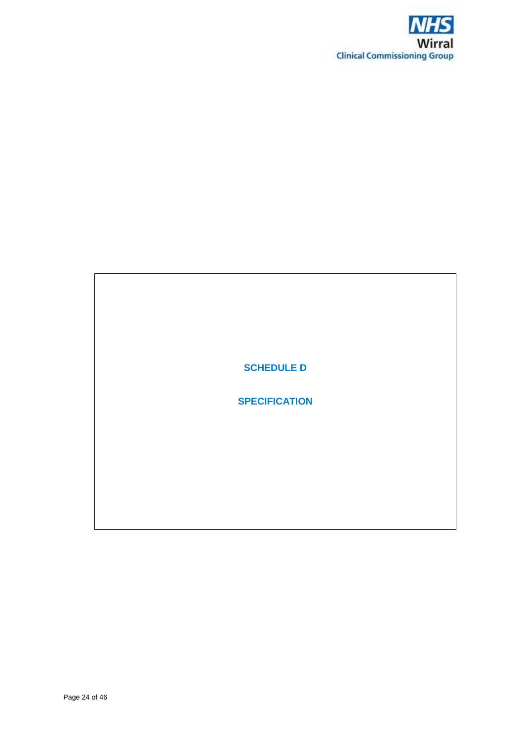# SCHEDULE D

# SPECIFICATION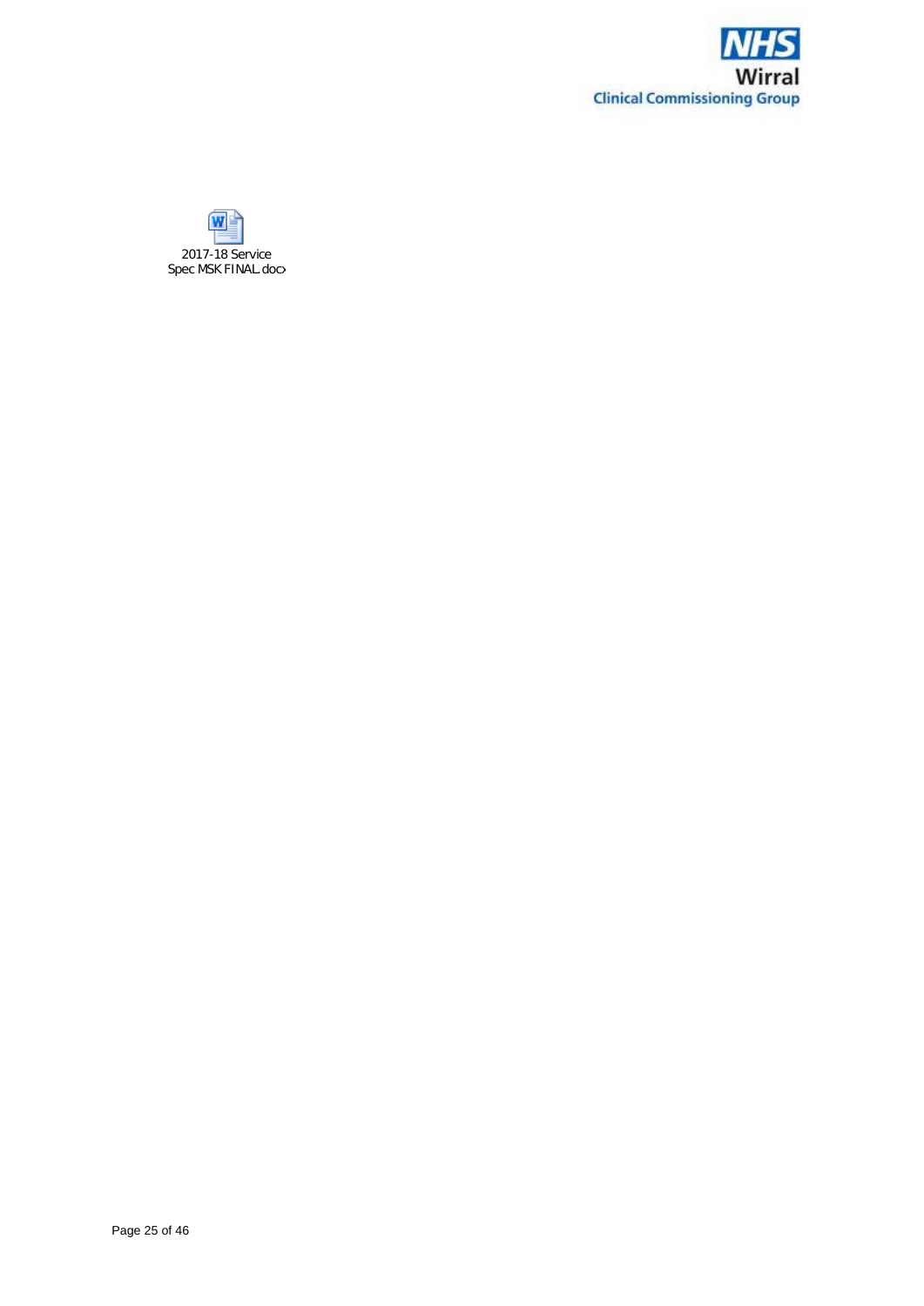2017-18 Service Spec MSK FINAL.docx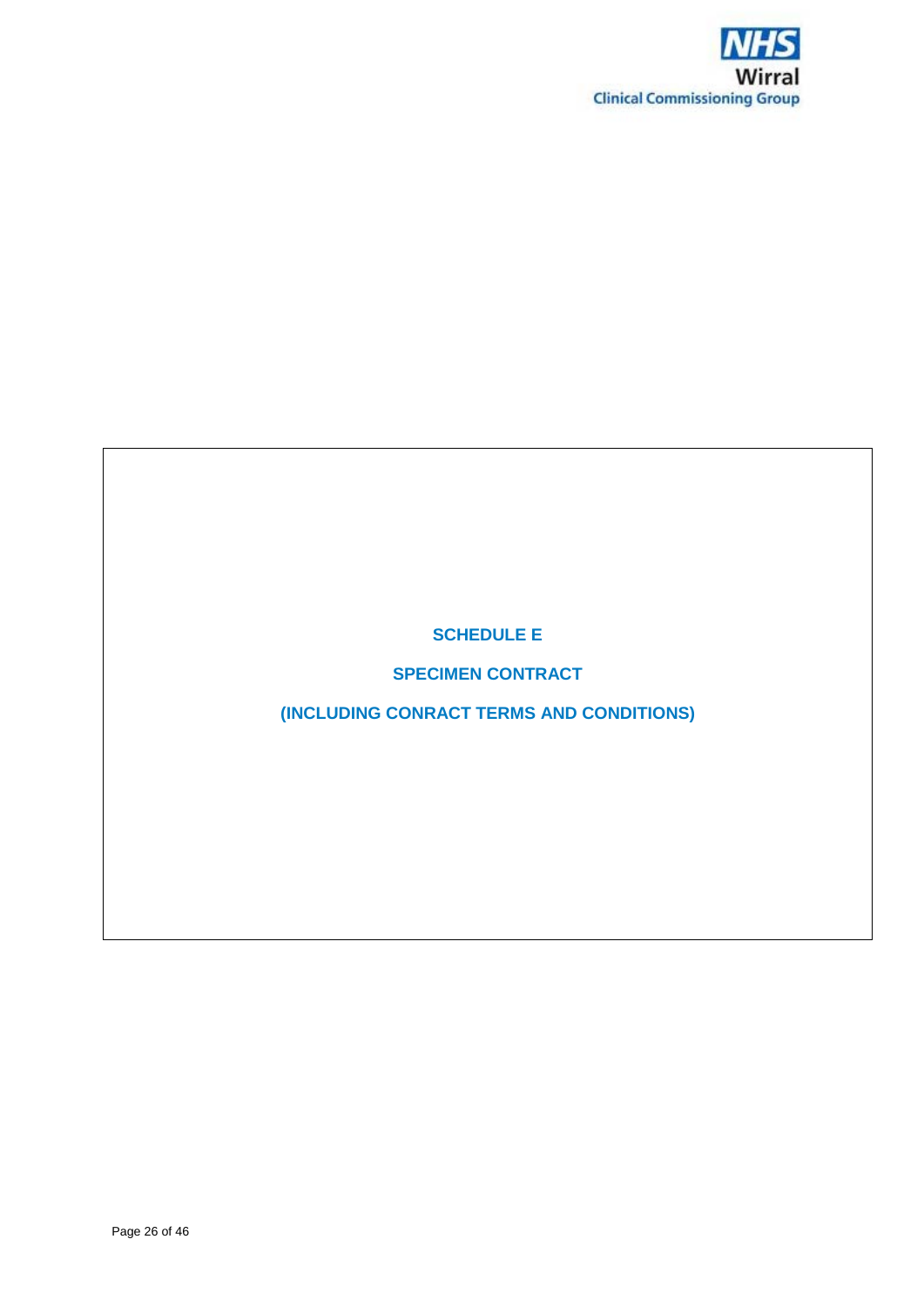# SCHEDULE E

## SPECIMEN CONTRACT

## (INCLUDING CONRACT TERMS AND CONDITIONS)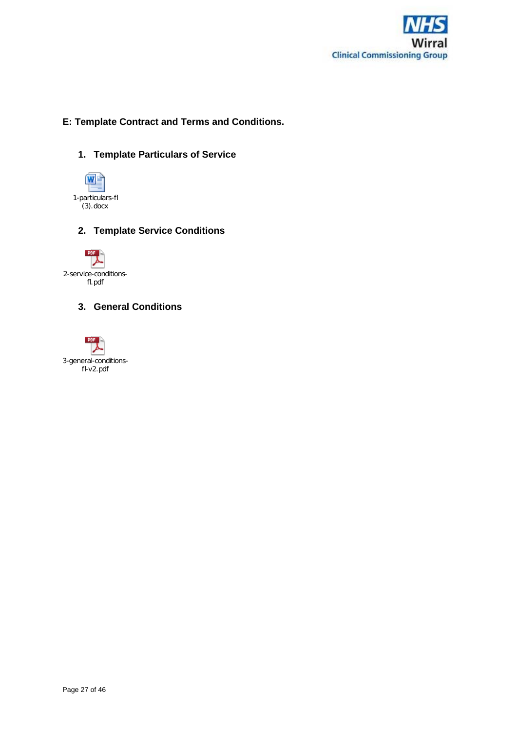## E: Template Contract and Terms and Conditions.

### 1. Template Particulars of Service

1-particulars-fl (3).docx

### 2. Template Service Conditions

2-service-conditions-fl.pdf

### 3. General Conditions

3-general-conditions-fl-v2.pdf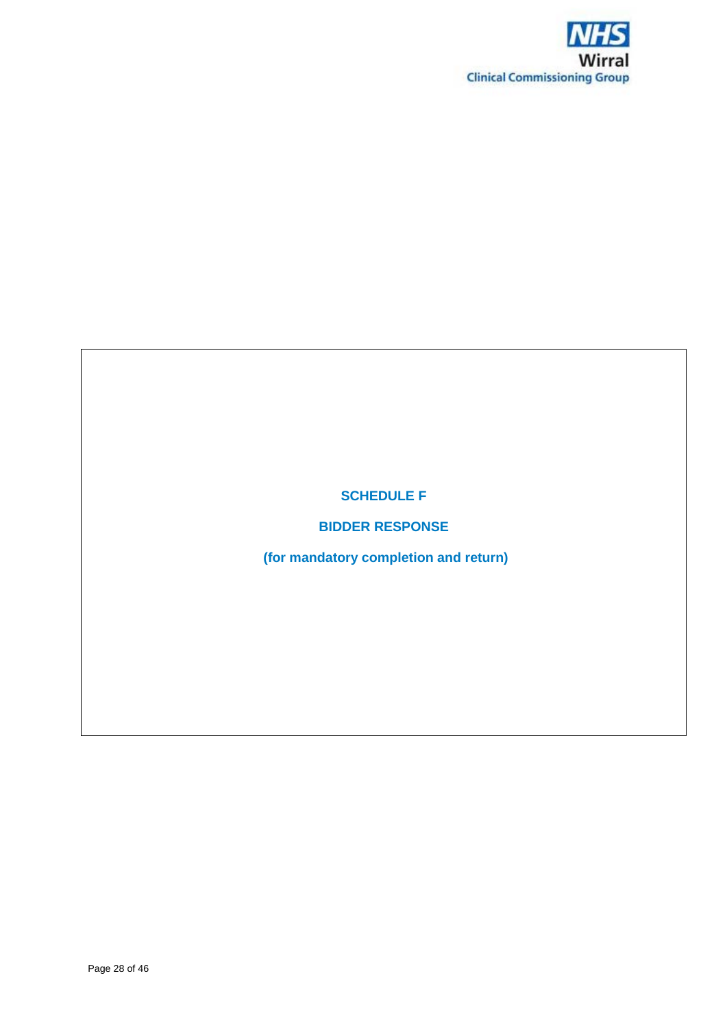# SCHEDULE F

## BIDDER RESPONSE

**(for mandatory completion and return)**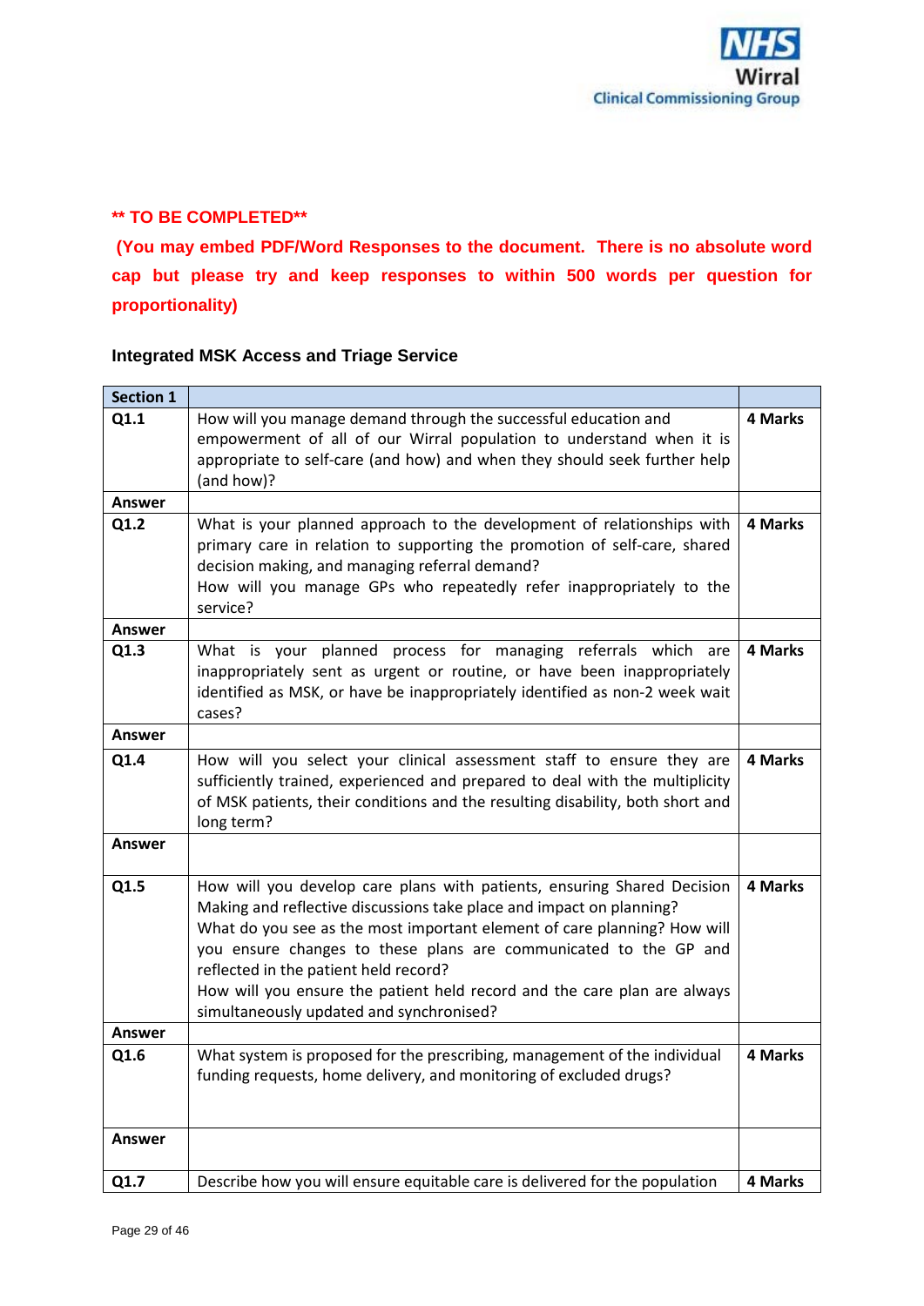**\*\* TO BE COMPLETED\*\***

**(You may embed PDF/Word Responses to the document. There is no absolute word cap but please try and keep responses to within 500 words per question for proportionality)**

**Integrated MSK Access and Triage Service**

| **Section 1** | | |
|---|---|---|
| **Q1.1** | How will you manage demand through the successful education and empowerment of all of our Wirral population to understand when it is appropriate to self-care (and how) and when they should seek further help (and how)? | **4 Marks** |
| **Answer** | | |
| **Q1.2** | What is your planned approach to the development of relationships with primary care in relation to supporting the promotion of self-care, shared decision making, and managing referral demand?<br>How will you manage GPs who repeatedly refer inappropriately to the service? | **4 Marks** |
| **Answer** | | |
| **Q1.3** | What is your planned process for managing referrals which are inappropriately sent as urgent or routine, or have been inappropriately identified as MSK, or have be inappropriately identified as non-2 week wait cases? | **4 Marks** |
| **Answer** | | |
| **Q1.4** | How will you select your clinical assessment staff to ensure they are sufficiently trained, experienced and prepared to deal with the multiplicity of MSK patients, their conditions and the resulting disability, both short and long term? | **4 Marks** |
| **Answer** | | |
| **Q1.5** | How will you develop care plans with patients, ensuring Shared Decision Making and reflective discussions take place and impact on planning?<br>What do you see as the most important element of care planning? How will you ensure changes to these plans are communicated to the GP and reflected in the patient held record?<br>How will you ensure the patient held record and the care plan are always simultaneously updated and synchronised? | **4 Marks** |
| **Answer** | | |
| **Q1.6** | What system is proposed for the prescribing, management of the individual funding requests, home delivery, and monitoring of excluded drugs? | **4 Marks** |
| **Answer** | | |
| **Q1.7** | Describe how you will ensure equitable care is delivered for the population | **4 Marks** |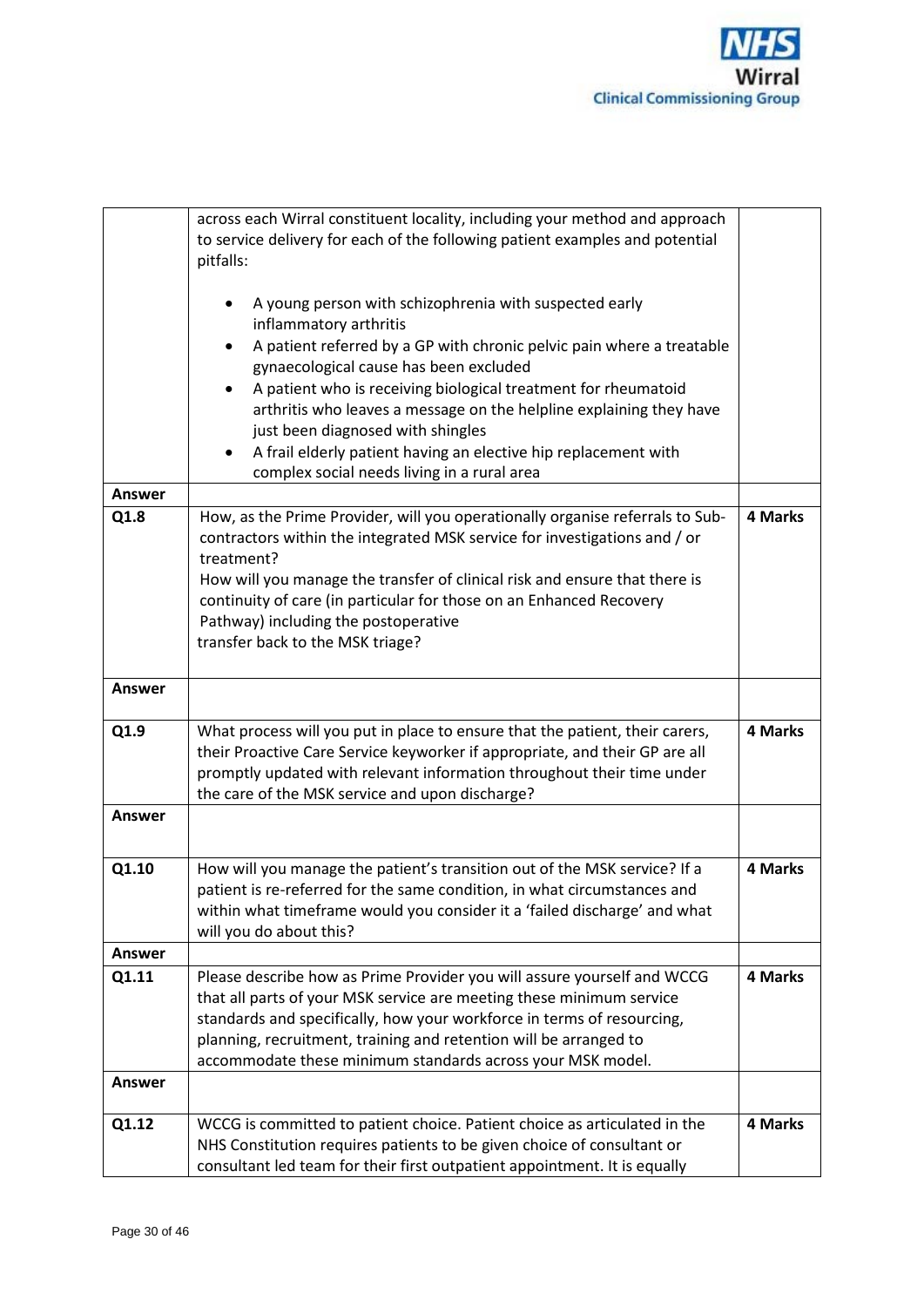| | | |
|---|---|---|
| | across each Wirral constituent locality, including your method and approach to service delivery for each of the following patient examples and potential pitfalls:<br><br>• A young person with schizophrenia with suspected early inflammatory arthritis<br>• A patient referred by a GP with chronic pelvic pain where a treatable gynaecological cause has been excluded<br>• A patient who is receiving biological treatment for rheumatoid arthritis who leaves a message on the helpline explaining they have just been diagnosed with shingles<br>• A frail elderly patient having an elective hip replacement with complex social needs living in a rural area | |
| **Answer** | | |
| **Q1.8** | How, as the Prime Provider, will you operationally organise referrals to Sub-contractors within the integrated MSK service for investigations and / or treatment?<br>How will you manage the transfer of clinical risk and ensure that there is continuity of care (in particular for those on an Enhanced Recovery Pathway) including the postoperative transfer back to the MSK triage? | **4 Marks** |
| **Answer** | | |
| **Q1.9** | What process will you put in place to ensure that the patient, their carers, their Proactive Care Service keyworker if appropriate, and their GP are all promptly updated with relevant information throughout their time under the care of the MSK service and upon discharge? | **4 Marks** |
| **Answer** | | |
| **Q1.10** | How will you manage the patient's transition out of the MSK service? If a patient is re-referred for the same condition, in what circumstances and within what timeframe would you consider it a 'failed discharge' and what will you do about this? | **4 Marks** |
| **Answer** | | |
| **Q1.11** | Please describe how as Prime Provider you will assure yourself and WCCG that all parts of your MSK service are meeting these minimum service standards and specifically, how your workforce in terms of resourcing, planning, recruitment, training and retention will be arranged to accommodate these minimum standards across your MSK model. | **4 Marks** |
| **Answer** | | |
| **Q1.12** | WCCG is committed to patient choice. Patient choice as articulated in the NHS Constitution requires patients to be given choice of consultant or consultant led team for their first outpatient appointment. It is equally | **4 Marks** |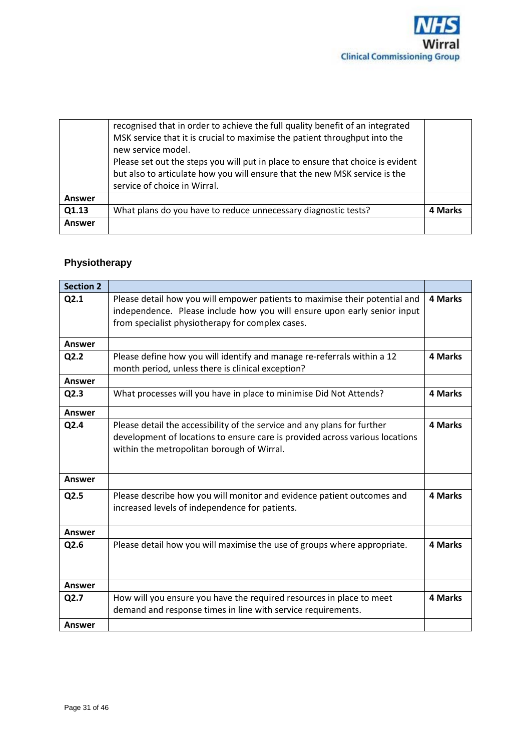| | | |
|---|---|---|
| | recognised that in order to achieve the full quality benefit of an integrated MSK service that it is crucial to maximise the patient throughput into the new service model.<br>Please set out the steps you will put in place to ensure that choice is evident but also to articulate how you will ensure that the new MSK service is the service of choice in Wirral. | |
| **Answer** | | |
| **Q1.13** | What plans do you have to reduce unnecessary diagnostic tests? | **4 Marks** |
| **Answer** | | |

## Physiotherapy

| **Section 2** | | |
|---|---|---|
| **Q2.1** | Please detail how you will empower patients to maximise their potential and independence. Please include how you will ensure upon early senior input from specialist physiotherapy for complex cases. | **4 Marks** |
| **Answer** | | |
| **Q2.2** | Please define how you will identify and manage re-referrals within a 12 month period, unless there is clinical exception? | **4 Marks** |
| **Answer** | | |
| **Q2.3** | What processes will you have in place to minimise Did Not Attends? | **4 Marks** |
| **Answer** | | |
| **Q2.4** | Please detail the accessibility of the service and any plans for further development of locations to ensure care is provided across various locations within the metropolitan borough of Wirral. | **4 Marks** |
| **Answer** | | |
| **Q2.5** | Please describe how you will monitor and evidence patient outcomes and increased levels of independence for patients. | **4 Marks** |
| **Answer** | | |
| **Q2.6** | Please detail how you will maximise the use of groups where appropriate. | **4 Marks** |
| **Answer** | | |
| **Q2.7** | How will you ensure you have the required resources in place to meet demand and response times in line with service requirements. | **4 Marks** |
| **Answer** | | |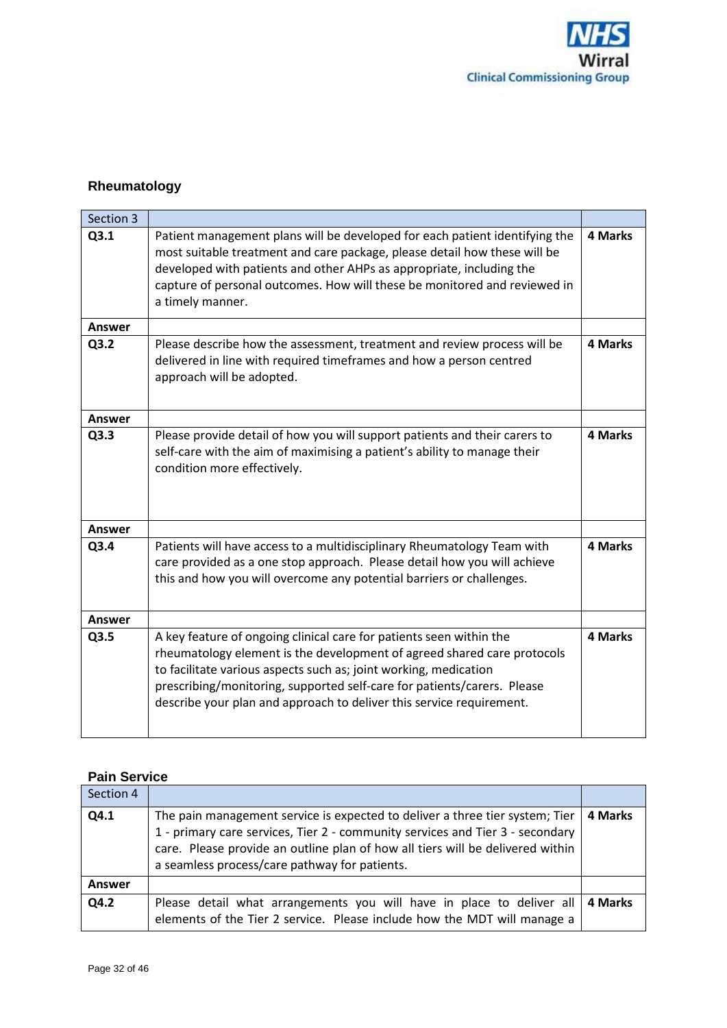## Rheumatology

| Section 3 | | |
|---|---|---|
| **Q3.1** | Patient management plans will be developed for each patient identifying the most suitable treatment and care package, please detail how these will be developed with patients and other AHPs as appropriate, including the capture of personal outcomes. How will these be monitored and reviewed in a timely manner. | **4 Marks** |
| **Answer** | | |
| **Q3.2** | Please describe how the assessment, treatment and review process will be delivered in line with required timeframes and how a person centred approach will be adopted. | **4 Marks** |
| **Answer** | | |
| **Q3.3** | Please provide detail of how you will support patients and their carers to self-care with the aim of maximising a patient's ability to manage their condition more effectively. | **4 Marks** |
| **Answer** | | |
| **Q3.4** | Patients will have access to a multidisciplinary Rheumatology Team with care provided as a one stop approach. Please detail how you will achieve this and how you will overcome any potential barriers or challenges. | **4 Marks** |
| **Answer** | | |
| **Q3.5** | A key feature of ongoing clinical care for patients seen within the rheumatology element is the development of agreed shared care protocols to facilitate various aspects such as; joint working, medication prescribing/monitoring, supported self-care for patients/carers. Please describe your plan and approach to deliver this service requirement. | **4 Marks** |

## Pain Service

| Section 4 | | |
|---|---|---|
| **Q4.1** | The pain management service is expected to deliver a three tier system; Tier 1 - primary care services, Tier 2 - community services and Tier 3 - secondary care. Please provide an outline plan of how all tiers will be delivered within a seamless process/care pathway for patients. | **4 Marks** |
| **Answer** | | |
| **Q4.2** | Please detail what arrangements you will have in place to deliver all elements of the Tier 2 service. Please include how the MDT will manage a | **4 Marks** |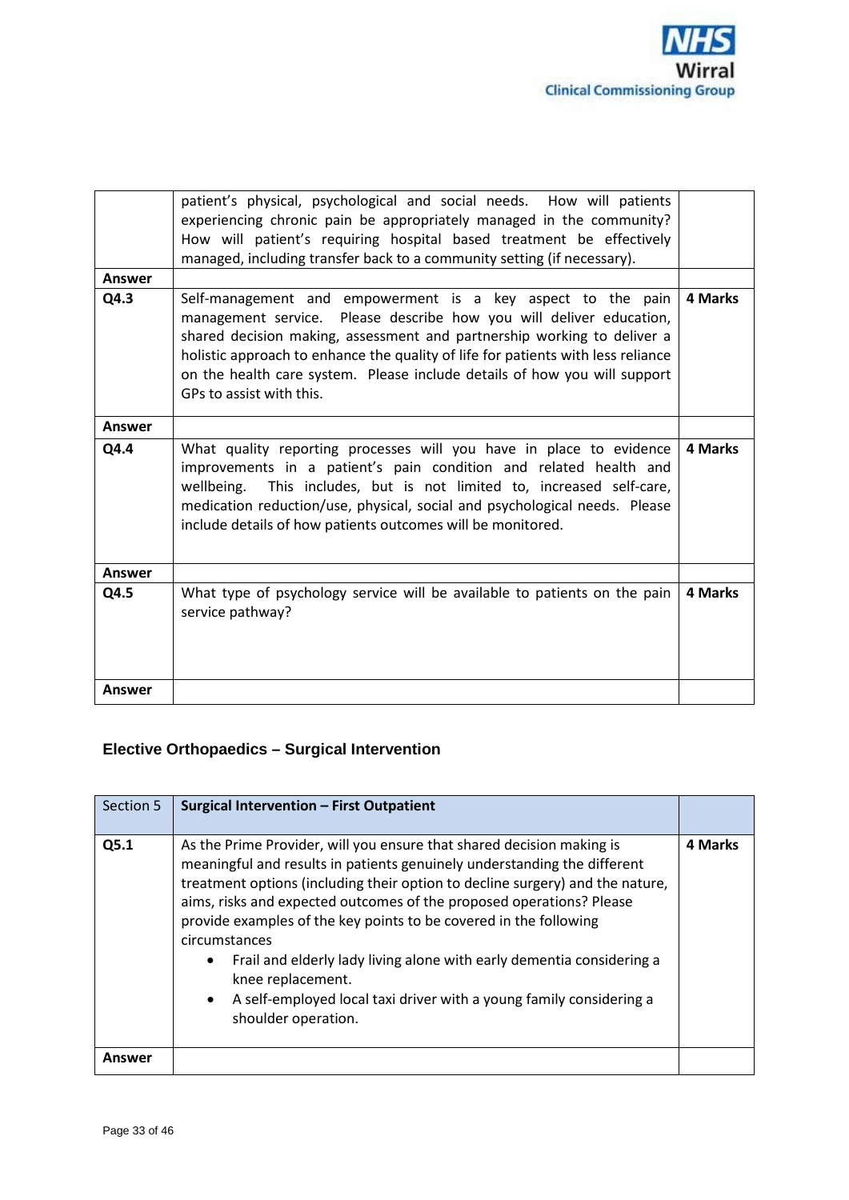| | | |
|---|---|---|
| | patient's physical, psychological and social needs. How will patients experiencing chronic pain be appropriately managed in the community? How will patient's requiring hospital based treatment be effectively managed, including transfer back to a community setting (if necessary). | |
| **Answer** | | |
| **Q4.3** | Self-management and empowerment is a key aspect to the pain management service. Please describe how you will deliver education, shared decision making, assessment and partnership working to deliver a holistic approach to enhance the quality of life for patients with less reliance on the health care system. Please include details of how you will support GPs to assist with this. | **4 Marks** |
| **Answer** | | |
| **Q4.4** | What quality reporting processes will you have in place to evidence improvements in a patient's pain condition and related health and wellbeing. This includes, but is not limited to, increased self-care, medication reduction/use, physical, social and psychological needs. Please include details of how patients outcomes will be monitored. | **4 Marks** |
| **Answer** | | |
| **Q4.5** | What type of psychology service will be available to patients on the pain service pathway? | **4 Marks** |
| **Answer** | | |

## Elective Orthopaedics – Surgical Intervention

| Section 5 | **Surgical Intervention – First Outpatient** | |
|---|---|---|
| **Q5.1** | As the Prime Provider, will you ensure that shared decision making is meaningful and results in patients genuinely understanding the different treatment options (including their option to decline surgery) and the nature, aims, risks and expected outcomes of the proposed operations? Please provide examples of the key points to be covered in the following circumstances<br>• Frail and elderly lady living alone with early dementia considering a knee replacement.<br>• A self-employed local taxi driver with a young family considering a shoulder operation. | **4 Marks** |
| **Answer** | | |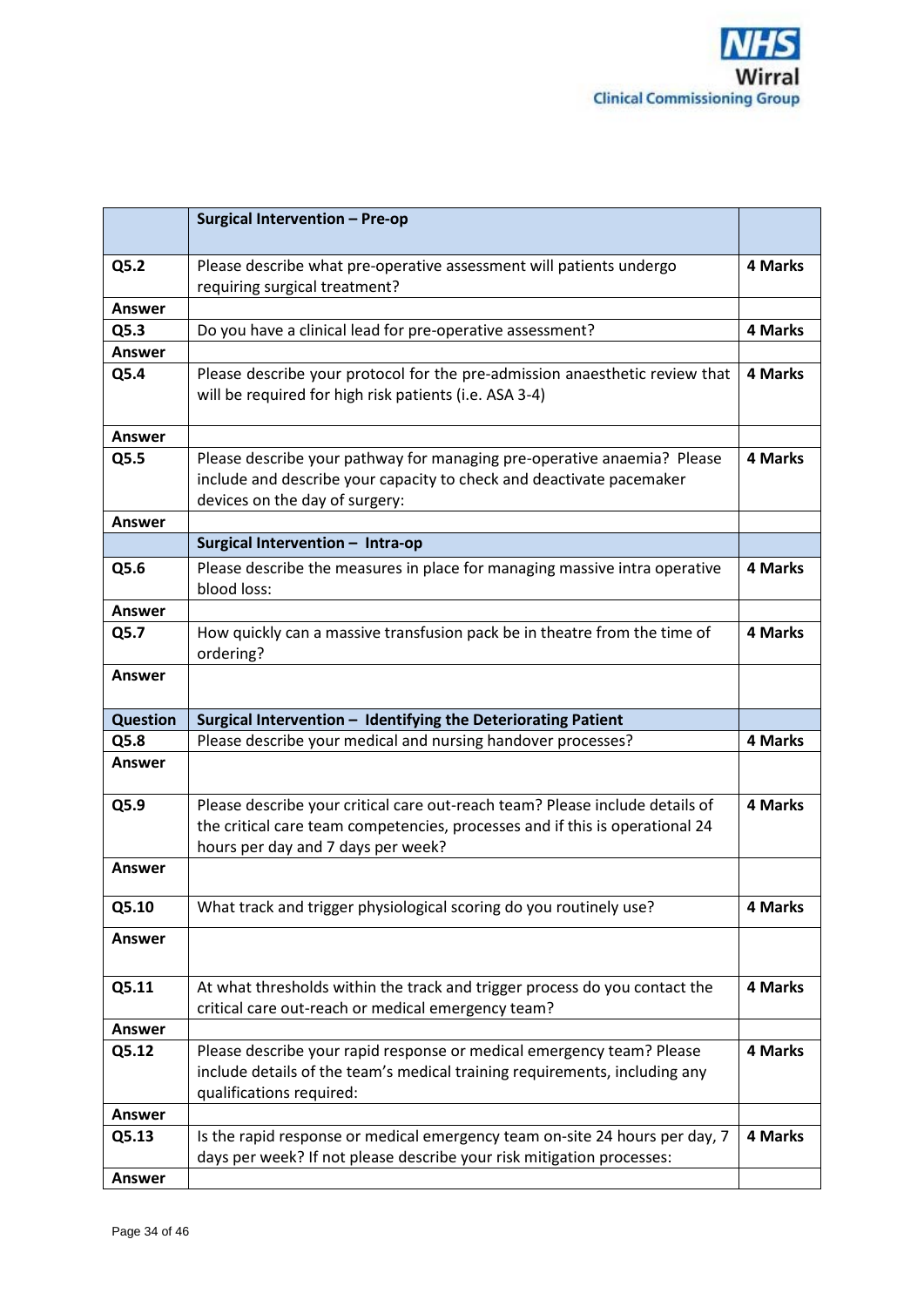| | **Surgical Intervention – Pre-op** | |
|---|---|---|
| **Q5.2** | Please describe what pre-operative assessment will patients undergo requiring surgical treatment? | **4 Marks** |
| **Answer** | | |
| **Q5.3** | Do you have a clinical lead for pre-operative assessment? | **4 Marks** |
| **Answer** | | |
| **Q5.4** | Please describe your protocol for the pre-admission anaesthetic review that will be required for high risk patients (i.e. ASA 3-4) | **4 Marks** |
| **Answer** | | |
| **Q5.5** | Please describe your pathway for managing pre-operative anaemia? Please include and describe your capacity to check and deactivate pacemaker devices on the day of surgery: | **4 Marks** |
| **Answer** | | |
| | **Surgical Intervention – Intra-op** | |
| **Q5.6** | Please describe the measures in place for managing massive intra operative blood loss: | **4 Marks** |
| **Answer** | | |
| **Q5.7** | How quickly can a massive transfusion pack be in theatre from the time of ordering? | **4 Marks** |
| **Answer** | | |
| **Question** | **Surgical Intervention – Identifying the Deteriorating Patient** | |
| **Q5.8** | Please describe your medical and nursing handover processes? | **4 Marks** |
| **Answer** | | |
| **Q5.9** | Please describe your critical care out-reach team? Please include details of the critical care team competencies, processes and if this is operational 24 hours per day and 7 days per week? | **4 Marks** |
| **Answer** | | |
| **Q5.10** | What track and trigger physiological scoring do you routinely use? | **4 Marks** |
| **Answer** | | |
| **Q5.11** | At what thresholds within the track and trigger process do you contact the critical care out-reach or medical emergency team? | **4 Marks** |
| **Answer** | | |
| **Q5.12** | Please describe your rapid response or medical emergency team? Please include details of the team's medical training requirements, including any qualifications required: | **4 Marks** |
| **Answer** | | |
| **Q5.13** | Is the rapid response or medical emergency team on-site 24 hours per day, 7 days per week? If not please describe your risk mitigation processes: | **4 Marks** |
| **Answer** | | |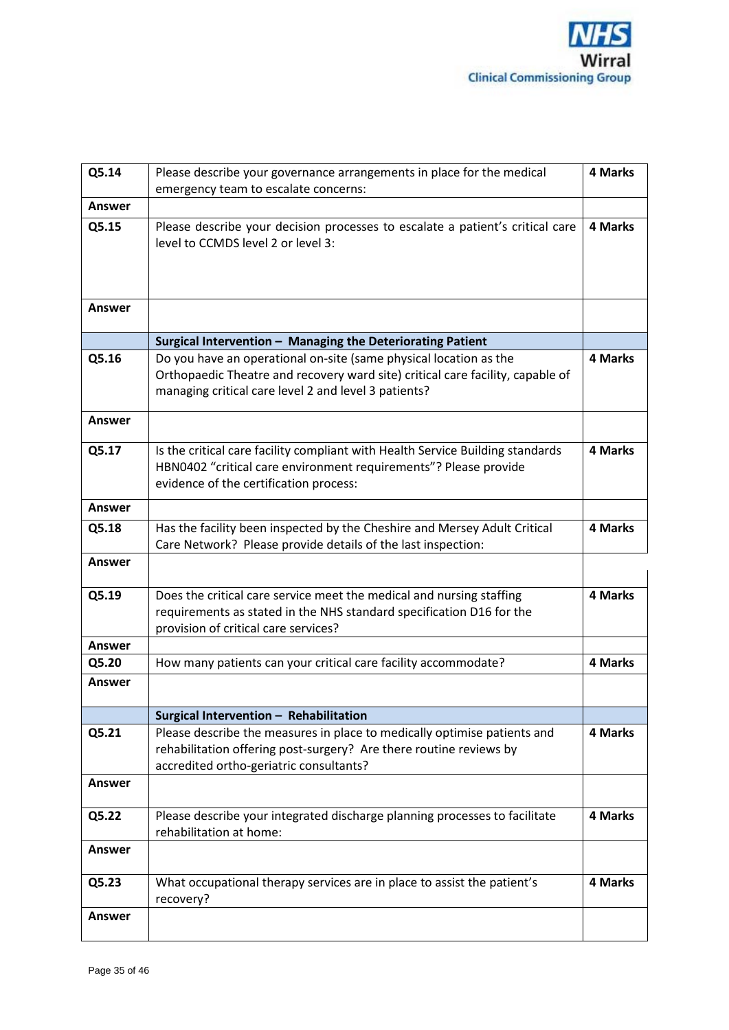| | | |
|---|---|---|
| **Q5.14** | Please describe your governance arrangements in place for the medical emergency team to escalate concerns: | **4 Marks** |
| **Answer** | | |
| **Q5.15** | Please describe your decision processes to escalate a patient's critical care level to CCMDS level 2 or level 3: | **4 Marks** |
| **Answer** | | |
| | **Surgical Intervention – Managing the Deteriorating Patient** | |
| **Q5.16** | Do you have an operational on-site (same physical location as the Orthopaedic Theatre and recovery ward site) critical care facility, capable of managing critical care level 2 and level 3 patients? | **4 Marks** |
| **Answer** | | |
| **Q5.17** | Is the critical care facility compliant with Health Service Building standards HBN0402 "critical care environment requirements"? Please provide evidence of the certification process: | **4 Marks** |
| **Answer** | | |
| **Q5.18** | Has the facility been inspected by the Cheshire and Mersey Adult Critical Care Network? Please provide details of the last inspection: | **4 Marks** |
| **Answer** | | |
| **Q5.19** | Does the critical care service meet the medical and nursing staffing requirements as stated in the NHS standard specification D16 for the provision of critical care services? | **4 Marks** |
| **Answer** | | |
| **Q5.20** | How many patients can your critical care facility accommodate? | **4 Marks** |
| **Answer** | | |
| | **Surgical Intervention – Rehabilitation** | |
| **Q5.21** | Please describe the measures in place to medically optimise patients and rehabilitation offering post-surgery? Are there routine reviews by accredited ortho-geriatric consultants? | **4 Marks** |
| **Answer** | | |
| **Q5.22** | Please describe your integrated discharge planning processes to facilitate rehabilitation at home: | **4 Marks** |
| **Answer** | | |
| **Q5.23** | What occupational therapy services are in place to assist the patient's recovery? | **4 Marks** |
| **Answer** | | |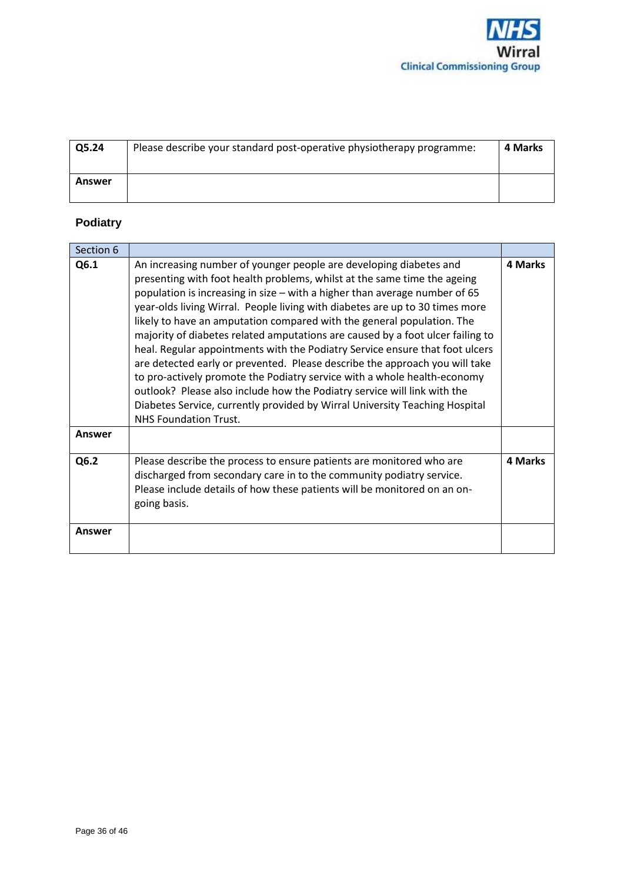| Q5.24 | Please describe your standard post-operative physiotherapy programme: | 4 Marks |
|---|---|---|
| Answer | | |

## Podiatry

| Section 6 | | |
|---|---|---|
| Q6.1 | An increasing number of younger people are developing diabetes and presenting with foot health problems, whilst at the same time the ageing population is increasing in size – with a higher than average number of 65 year-olds living Wirral. People living with diabetes are up to 30 times more likely to have an amputation compared with the general population. The majority of diabetes related amputations are caused by a foot ulcer failing to heal. Regular appointments with the Podiatry Service ensure that foot ulcers are detected early or prevented. Please describe the approach you will take to pro-actively promote the Podiatry service with a whole health-economy outlook? Please also include how the Podiatry service will link with the Diabetes Service, currently provided by Wirral University Teaching Hospital NHS Foundation Trust. | 4 Marks |
| Answer | | |
| Q6.2 | Please describe the process to ensure patients are monitored who are discharged from secondary care in to the community podiatry service. Please include details of how these patients will be monitored on an on-going basis. | 4 Marks |
| Answer | | |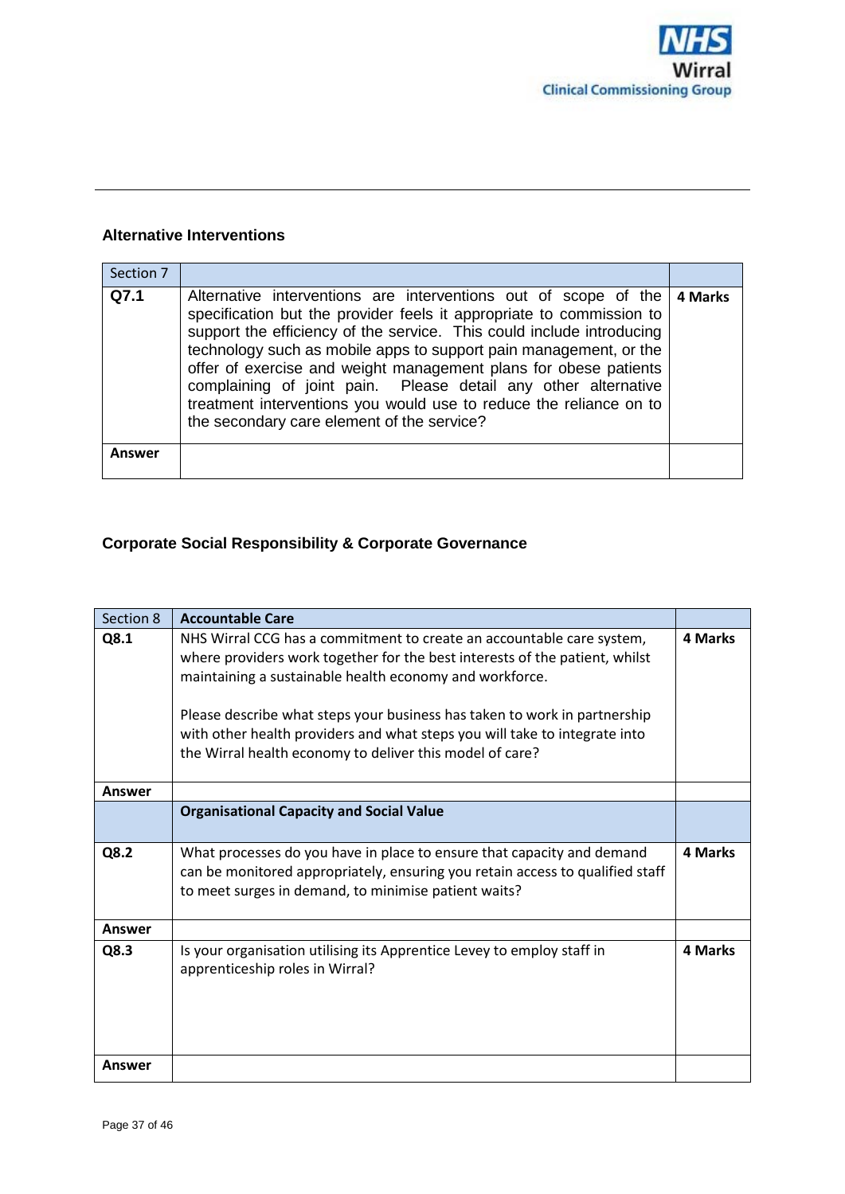### Alternative Interventions

| Section 7 | | |
|---|---|---|
| **Q7.1** | Alternative interventions are interventions out of scope of the specification but the provider feels it appropriate to commission to support the efficiency of the service. This could include introducing technology such as mobile apps to support pain management, or the offer of exercise and weight management plans for obese patients complaining of joint pain. Please detail any other alternative treatment interventions you would use to reduce the reliance on to the secondary care element of the service? | **4 Marks** |
| **Answer** | | |

### Corporate Social Responsibility & Corporate Governance

| Section 8 | **Accountable Care** | |
|---|---|---|
| **Q8.1** | NHS Wirral CCG has a commitment to create an accountable care system, where providers work together for the best interests of the patient, whilst maintaining a sustainable health economy and workforce.<br><br>Please describe what steps your business has taken to work in partnership with other health providers and what steps you will take to integrate into the Wirral health economy to deliver this model of care? | **4 Marks** |
| **Answer** | | |
| | **Organisational Capacity and Social Value** | |
| **Q8.2** | What processes do you have in place to ensure that capacity and demand can be monitored appropriately, ensuring you retain access to qualified staff to meet surges in demand, to minimise patient waits? | **4 Marks** |
| **Answer** | | |
| **Q8.3** | Is your organisation utilising its Apprentice Levey to employ staff in apprenticeship roles in Wirral? | **4 Marks** |
| **Answer** | | |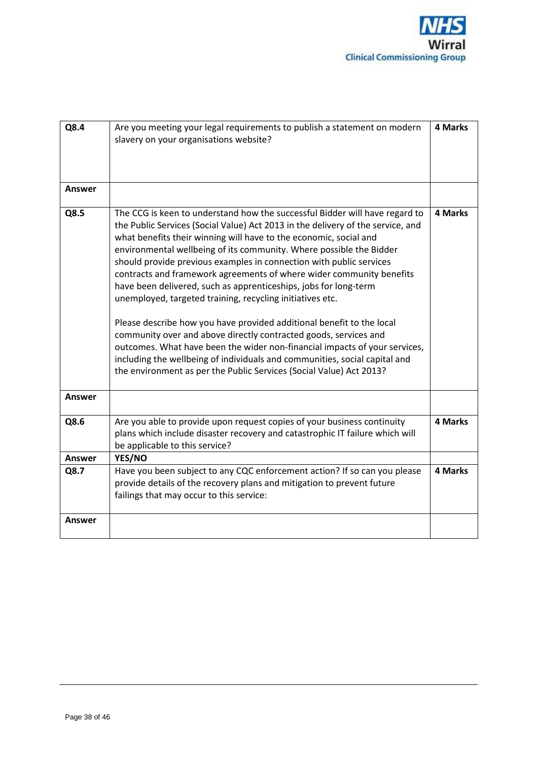| | | |
|---|---|---|
| **Q8.4** | Are you meeting your legal requirements to publish a statement on modern slavery on your organisations website? | **4 Marks** |
| **Answer** | | |
| **Q8.5** | The CCG is keen to understand how the successful Bidder will have regard to the Public Services (Social Value) Act 2013 in the delivery of the service, and what benefits their winning will have to the economic, social and environmental wellbeing of its community. Where possible the Bidder should provide previous examples in connection with public services contracts and framework agreements of where wider community benefits have been delivered, such as apprenticeships, jobs for long-term unemployed, targeted training, recycling initiatives etc.<br><br>Please describe how you have provided additional benefit to the local community over and above directly contracted goods, services and outcomes. What have been the wider non-financial impacts of your services, including the wellbeing of individuals and communities, social capital and the environment as per the Public Services (Social Value) Act 2013? | **4 Marks** |
| **Answer** | | |
| **Q8.6** | Are you able to provide upon request copies of your business continuity plans which include disaster recovery and catastrophic IT failure which will be applicable to this service? | **4 Marks** |
| **Answer** | **YES/NO** | |
| **Q8.7** | Have you been subject to any CQC enforcement action? If so can you please provide details of the recovery plans and mitigation to prevent future failings that may occur to this service: | **4 Marks** |
| **Answer** | | |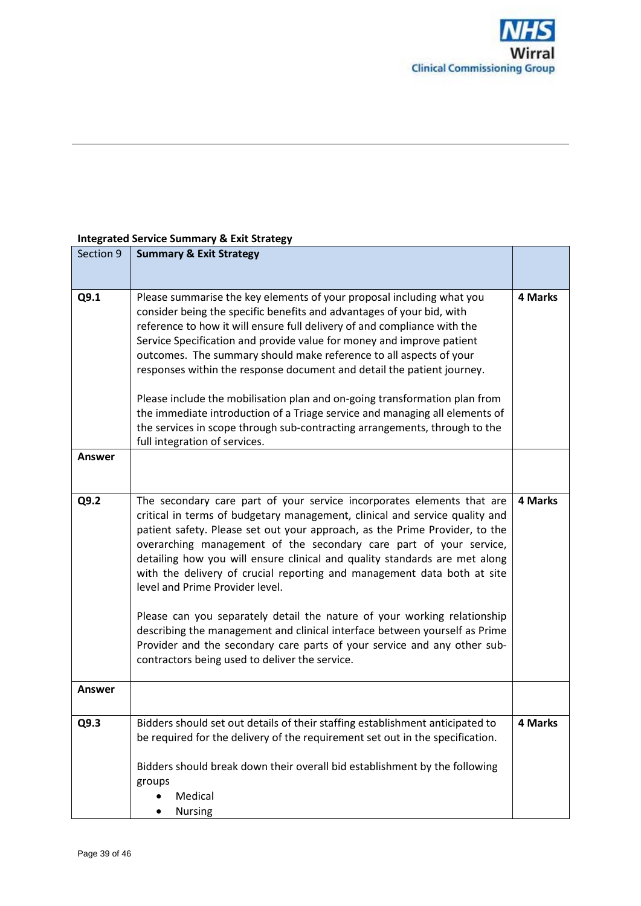**Integrated Service Summary & Exit Strategy**

| Section 9 | Summary & Exit Strategy | |
|---|---|---|
| **Q9.1** | Please summarise the key elements of your proposal including what you consider being the specific benefits and advantages of your bid, with reference to how it will ensure full delivery of and compliance with the Service Specification and provide value for money and improve patient outcomes. The summary should make reference to all aspects of your responses within the response document and detail the patient journey.<br><br>Please include the mobilisation plan and on-going transformation plan from the immediate introduction of a Triage service and managing all elements of the services in scope through sub-contracting arrangements, through to the full integration of services. | **4 Marks** |
| **Answer** | | |
| **Q9.2** | The secondary care part of your service incorporates elements that are critical in terms of budgetary management, clinical and service quality and patient safety. Please set out your approach, as the Prime Provider, to the overarching management of the secondary care part of your service, detailing how you will ensure clinical and quality standards are met along with the delivery of crucial reporting and management data both at site level and Prime Provider level.<br><br>Please can you separately detail the nature of your working relationship describing the management and clinical interface between yourself as Prime Provider and the secondary care parts of your service and any other sub-contractors being used to deliver the service. | **4 Marks** |
| **Answer** | | |
| **Q9.3** | Bidders should set out details of their staffing establishment anticipated to be required for the delivery of the requirement set out in the specification.<br><br>Bidders should break down their overall bid establishment by the following groups<br>• Medical<br>• Nursing | **4 Marks** |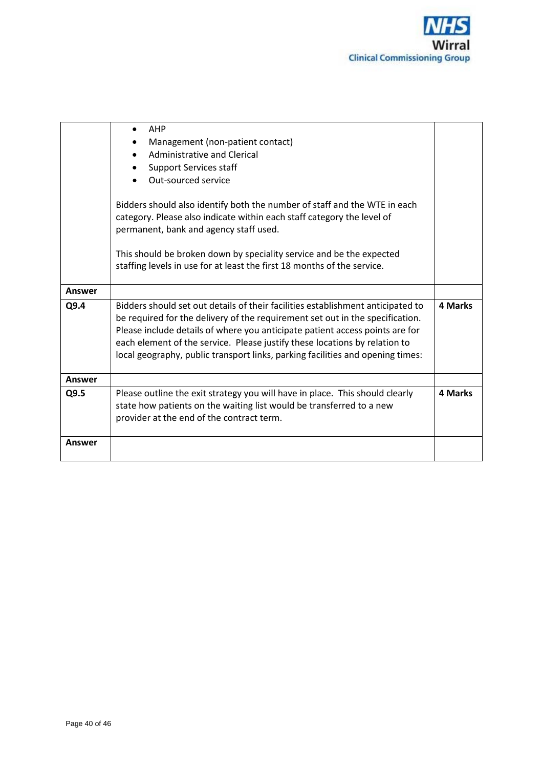| | | |
|---|---|---|
| | • AHP<br>• Management (non-patient contact)<br>• Administrative and Clerical<br>• Support Services staff<br>• Out-sourced service<br><br>Bidders should also identify both the number of staff and the WTE in each category. Please also indicate within each staff category the level of permanent, bank and agency staff used.<br><br>This should be broken down by speciality service and be the expected staffing levels in use for at least the first 18 months of the service. | |
| **Answer** | | |
| **Q9.4** | Bidders should set out details of their facilities establishment anticipated to be required for the delivery of the requirement set out in the specification. Please include details of where you anticipate patient access points are for each element of the service. Please justify these locations by relation to local geography, public transport links, parking facilities and opening times: | **4 Marks** |
| **Answer** | | |
| **Q9.5** | Please outline the exit strategy you will have in place. This should clearly state how patients on the waiting list would be transferred to a new provider at the end of the contract term. | **4 Marks** |
| **Answer** | | |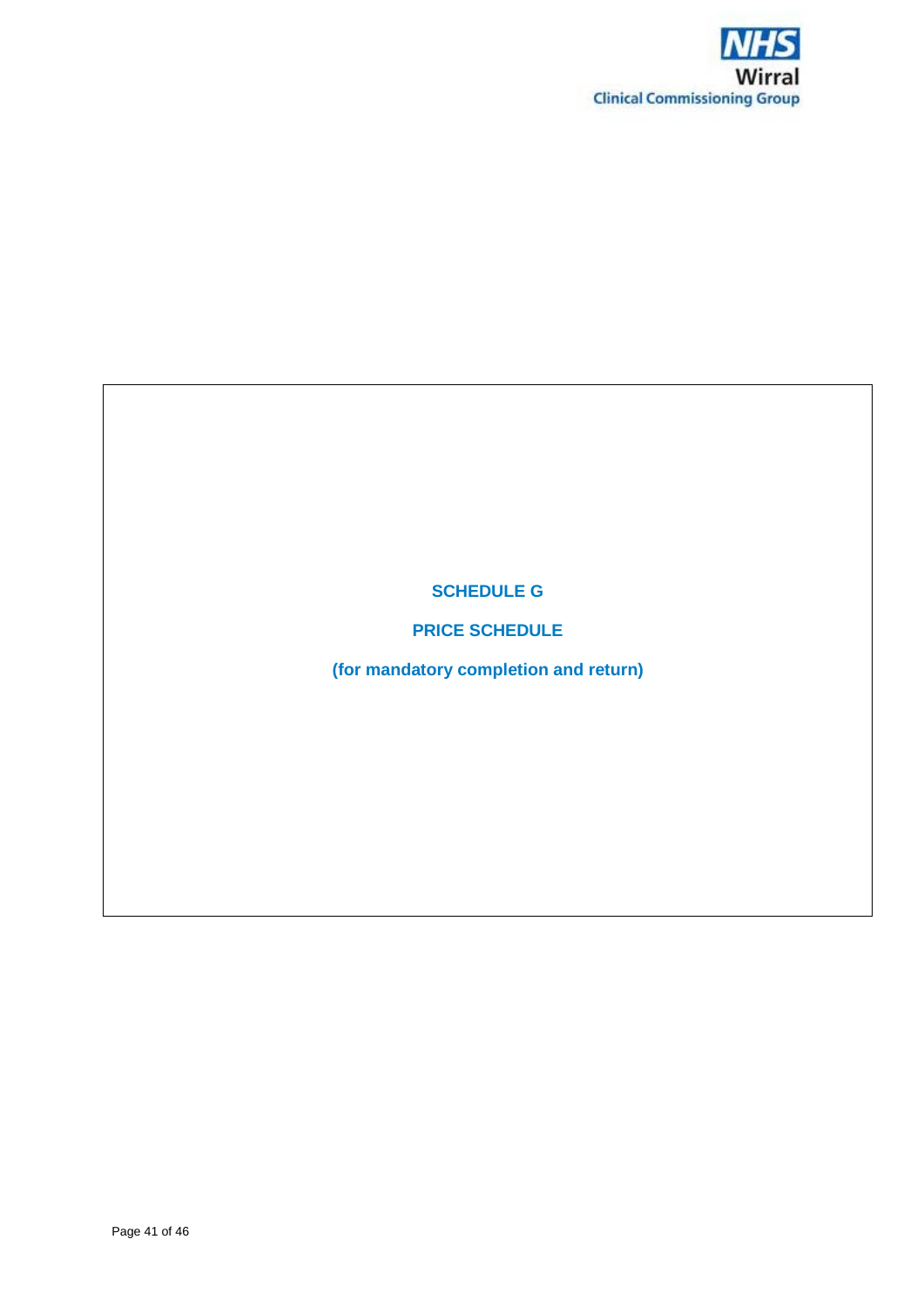# SCHEDULE G

## PRICE SCHEDULE

**(for mandatory completion and return)**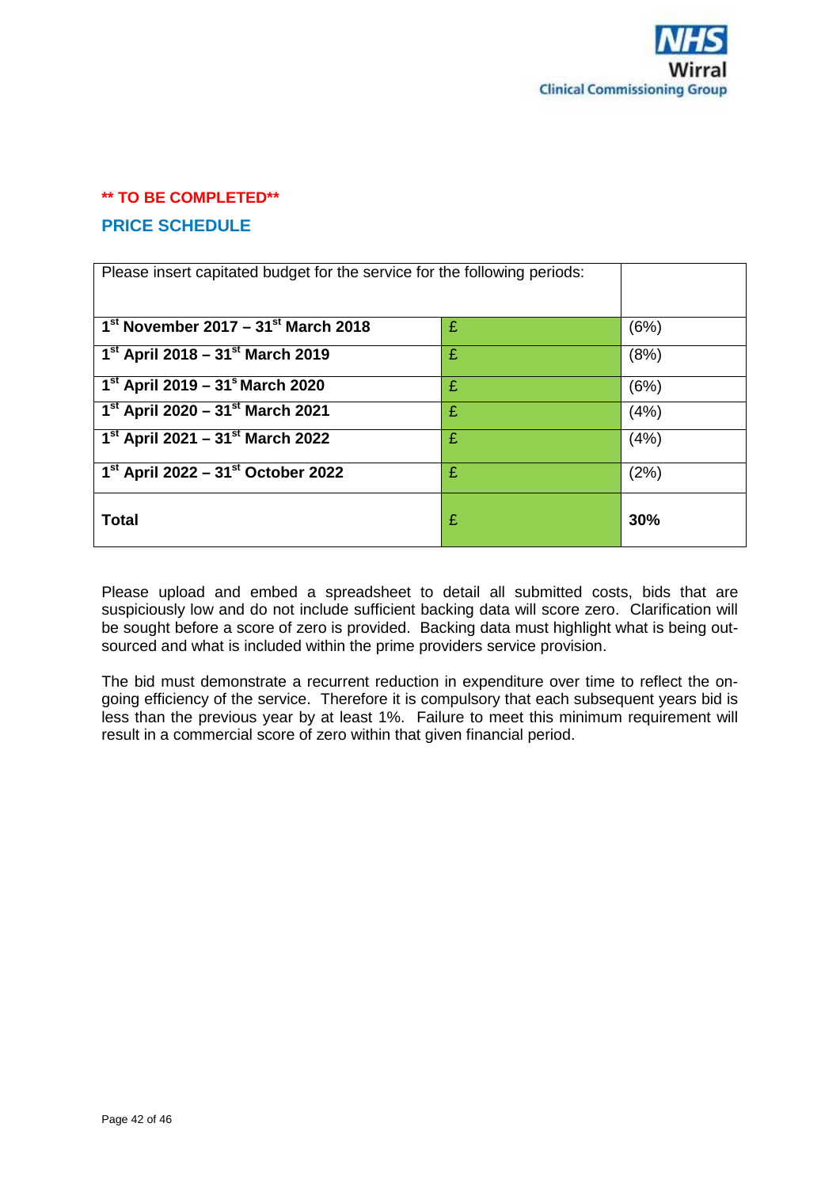**\*\* TO BE COMPLETED\*\***

## PRICE SCHEDULE

| Please insert capitated budget for the service for the following periods: | | |
|---|---|---|
| **1st November 2017 – 31st March 2018** | £ | (6%) |
| **1st April 2018 – 31st March 2019** | £ | (8%) |
| **1st April 2019 – 31s March 2020** | £ | (6%) |
| **1st April 2020 – 31st March 2021** | £ | (4%) |
| **1st April 2021 – 31st March 2022** | £ | (4%) |
| **1st April 2022 – 31st October 2022** | £ | (2%) |
| **Total** | £ | **30%** |

Please upload and embed a spreadsheet to detail all submitted costs, bids that are suspiciously low and do not include sufficient backing data will score zero. Clarification will be sought before a score of zero is provided. Backing data must highlight what is being out-sourced and what is included within the prime providers service provision.

The bid must demonstrate a recurrent reduction in expenditure over time to reflect the on-going efficiency of the service. Therefore it is compulsory that each subsequent years bid is less than the previous year by at least 1%. Failure to meet this minimum requirement will result in a commercial score of zero within that given financial period.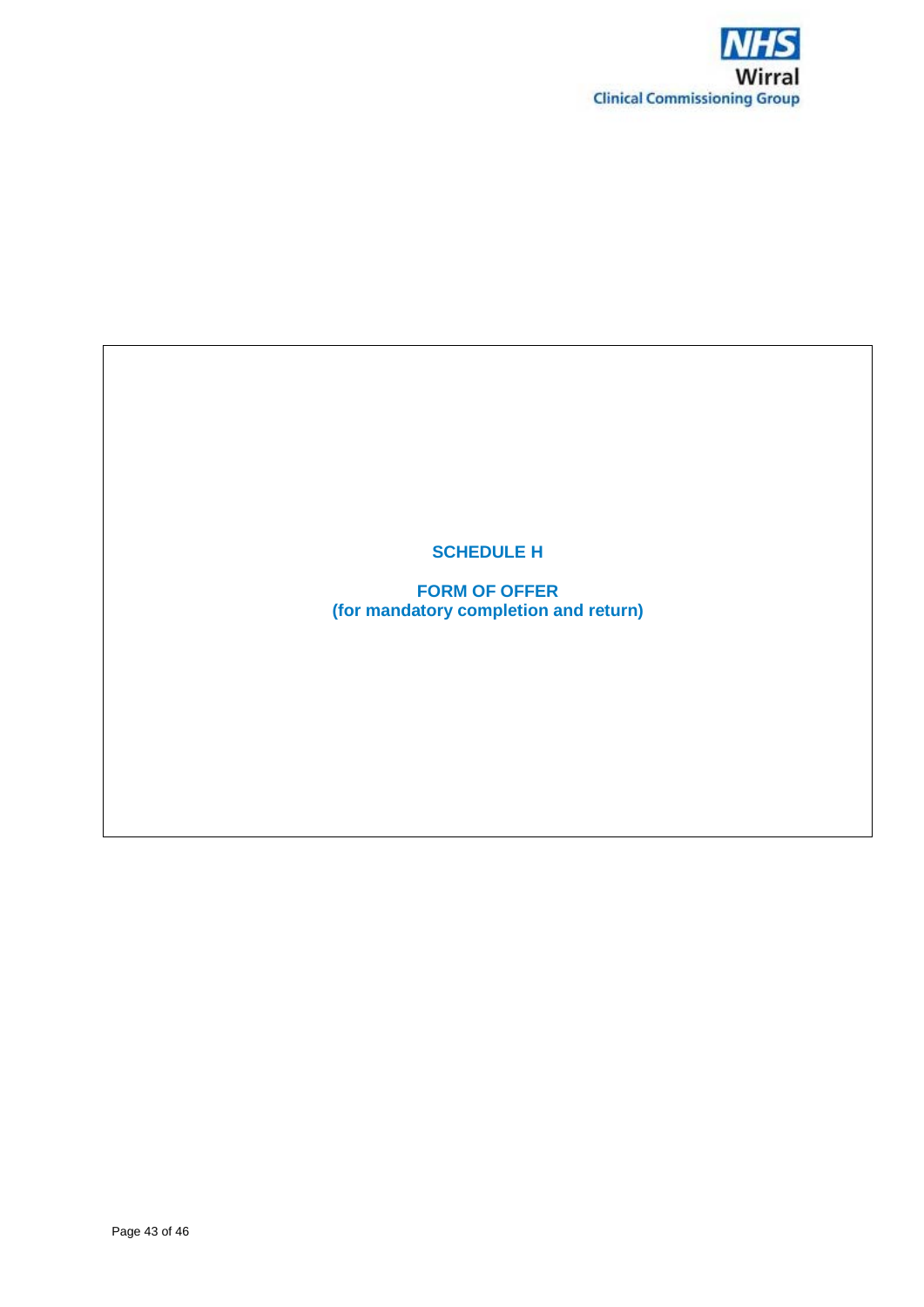# SCHEDULE H

## FORM OF OFFER
**(for mandatory completion and return)**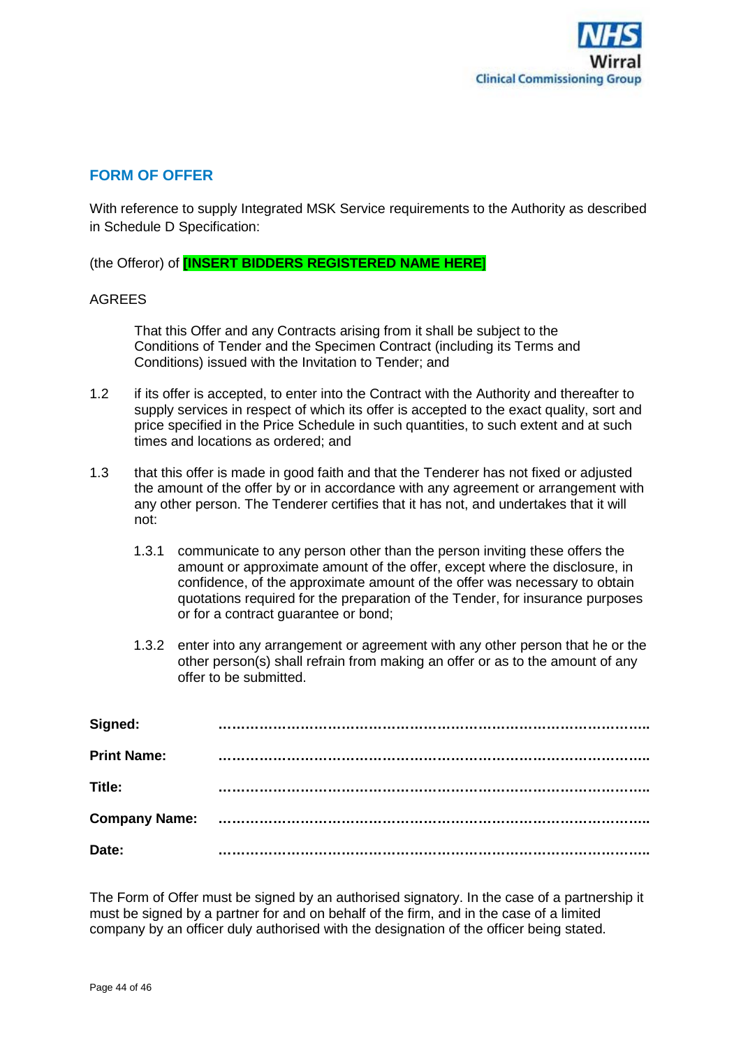## FORM OF OFFER

With reference to supply Integrated MSK Service requirements to the Authority as described in Schedule D Specification:

(the Offeror) of **[INSERT BIDDERS REGISTERED NAME HERE]**

AGREES

That this Offer and any Contracts arising from it shall be subject to the Conditions of Tender and the Specimen Contract (including its Terms and Conditions) issued with the Invitation to Tender; and

1.2 if its offer is accepted, to enter into the Contract with the Authority and thereafter to supply services in respect of which its offer is accepted to the exact quality, sort and price specified in the Price Schedule in such quantities, to such extent and at such times and locations as ordered; and

1.3 that this offer is made in good faith and that the Tenderer has not fixed or adjusted the amount of the offer by or in accordance with any agreement or arrangement with any other person. The Tenderer certifies that it has not, and undertakes that it will not:

1.3.1 communicate to any person other than the person inviting these offers the amount or approximate amount of the offer, except where the disclosure, in confidence, of the approximate amount of the offer was necessary to obtain quotations required for the preparation of the Tender, for insurance purposes or for a contract guarantee or bond;

1.3.2 enter into any arrangement or agreement with any other person that he or the other person(s) shall refrain from making an offer or as to the amount of any offer to be submitted.

**Signed:** ……………………………………………………………………………………

**Print Name:** ……………………………………………………………………………………

**Title:** ……………………………………………………………………………………

**Company Name:** ……………………………………………………………………………………

**Date:** ……………………………………………………………………………………

The Form of Offer must be signed by an authorised signatory. In the case of a partnership it must be signed by a partner for and on behalf of the firm, and in the case of a limited company by an officer duly authorised with the designation of the officer being stated.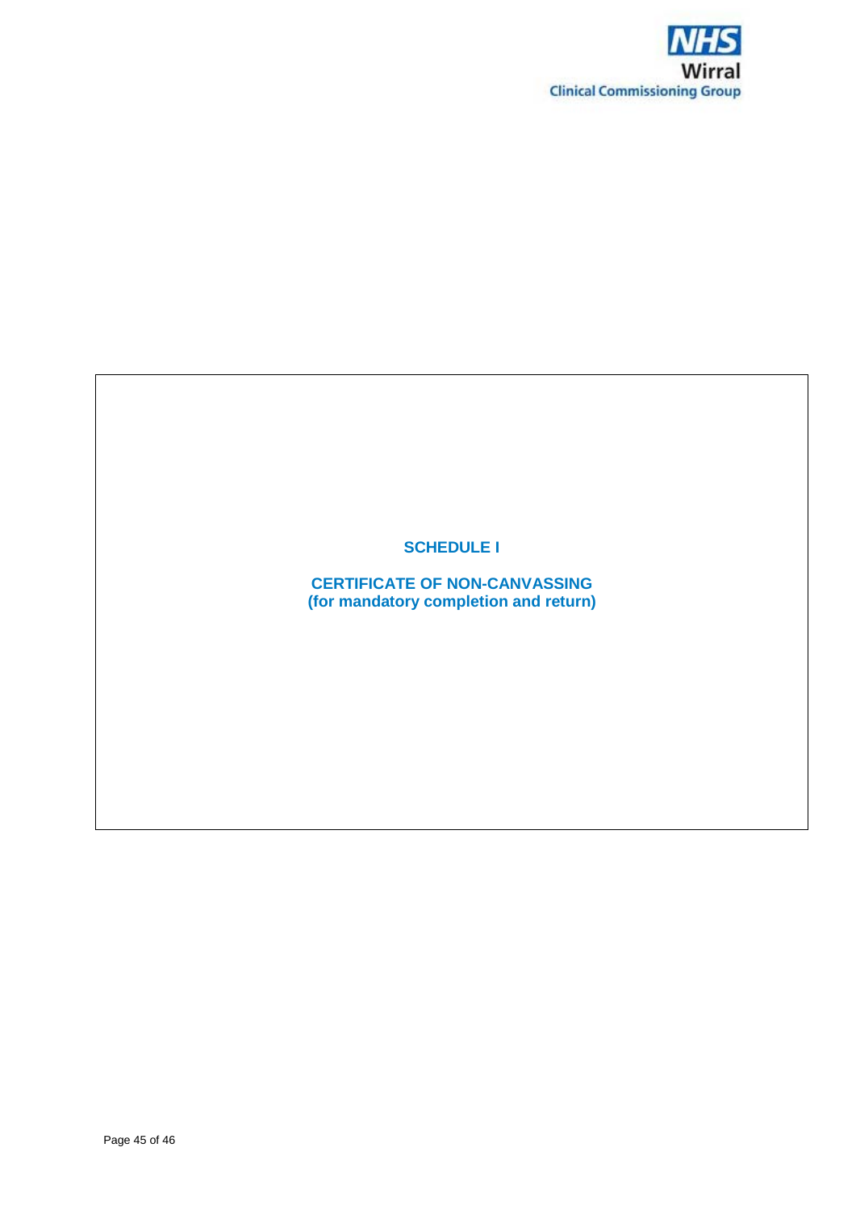# SCHEDULE I

## CERTIFICATE OF NON-CANVASSING
## (for mandatory completion and return)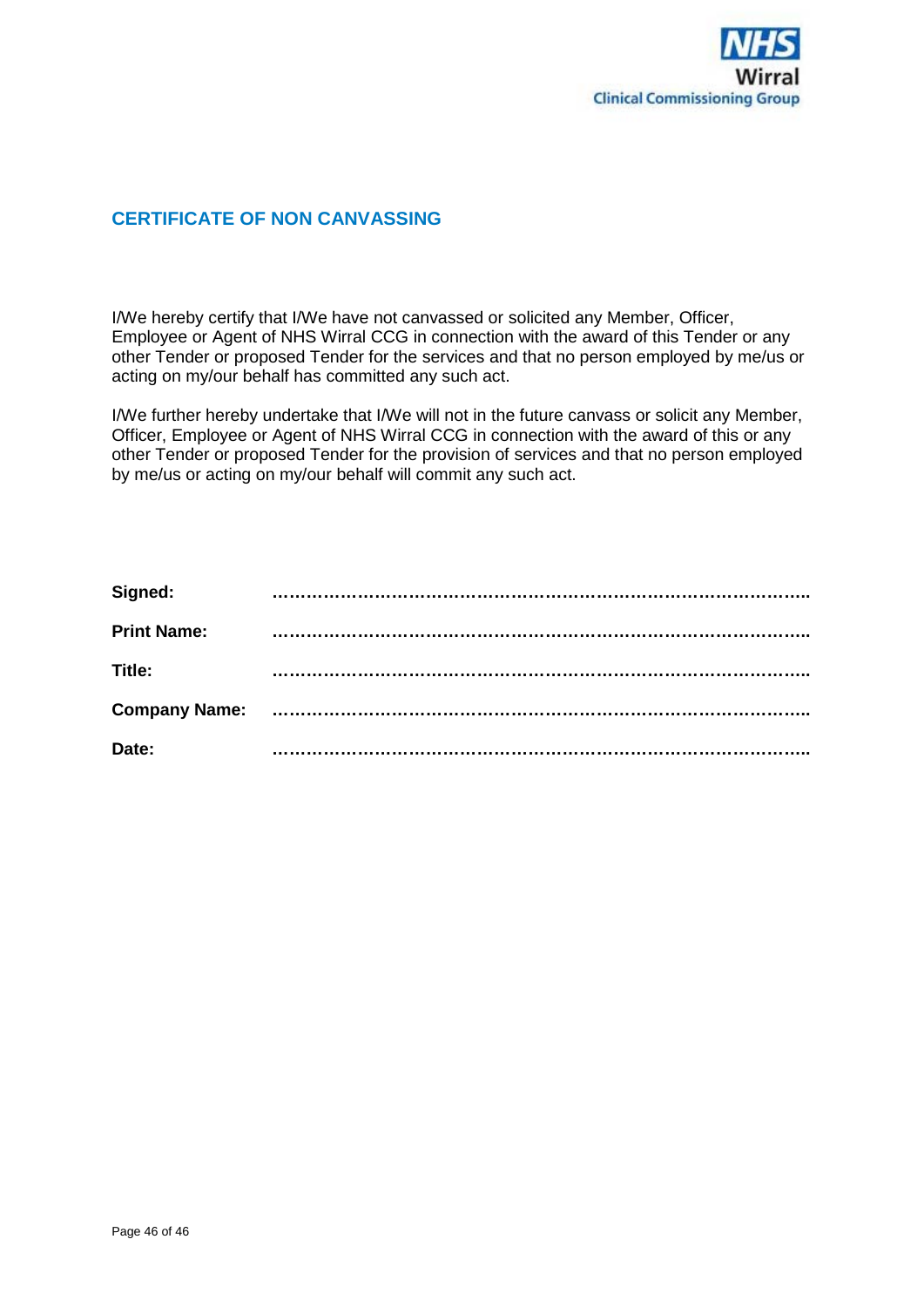NHS
Wirral
Clinical Commissioning Group

## CERTIFICATE OF NON CANVASSING

I/We hereby certify that I/We have not canvassed or solicited any Member, Officer, Employee or Agent of NHS Wirral CCG in connection with the award of this Tender or any other Tender or proposed Tender for the services and that no person employed by me/us or acting on my/our behalf has committed any such act.

I/We further hereby undertake that I/We will not in the future canvass or solicit any Member, Officer, Employee or Agent of NHS Wirral CCG in connection with the award of this or any other Tender or proposed Tender for the provision of services and that no person employed by me/us or acting on my/our behalf will commit any such act.

**Signed:** ………………………………………………………………………………..

**Print Name:** ………………………………………………………………………………..

**Title:** ………………………………………………………………………………..

**Company Name:** ………………………………………………………………………………..

**Date:** ………………………………………………………………………………..